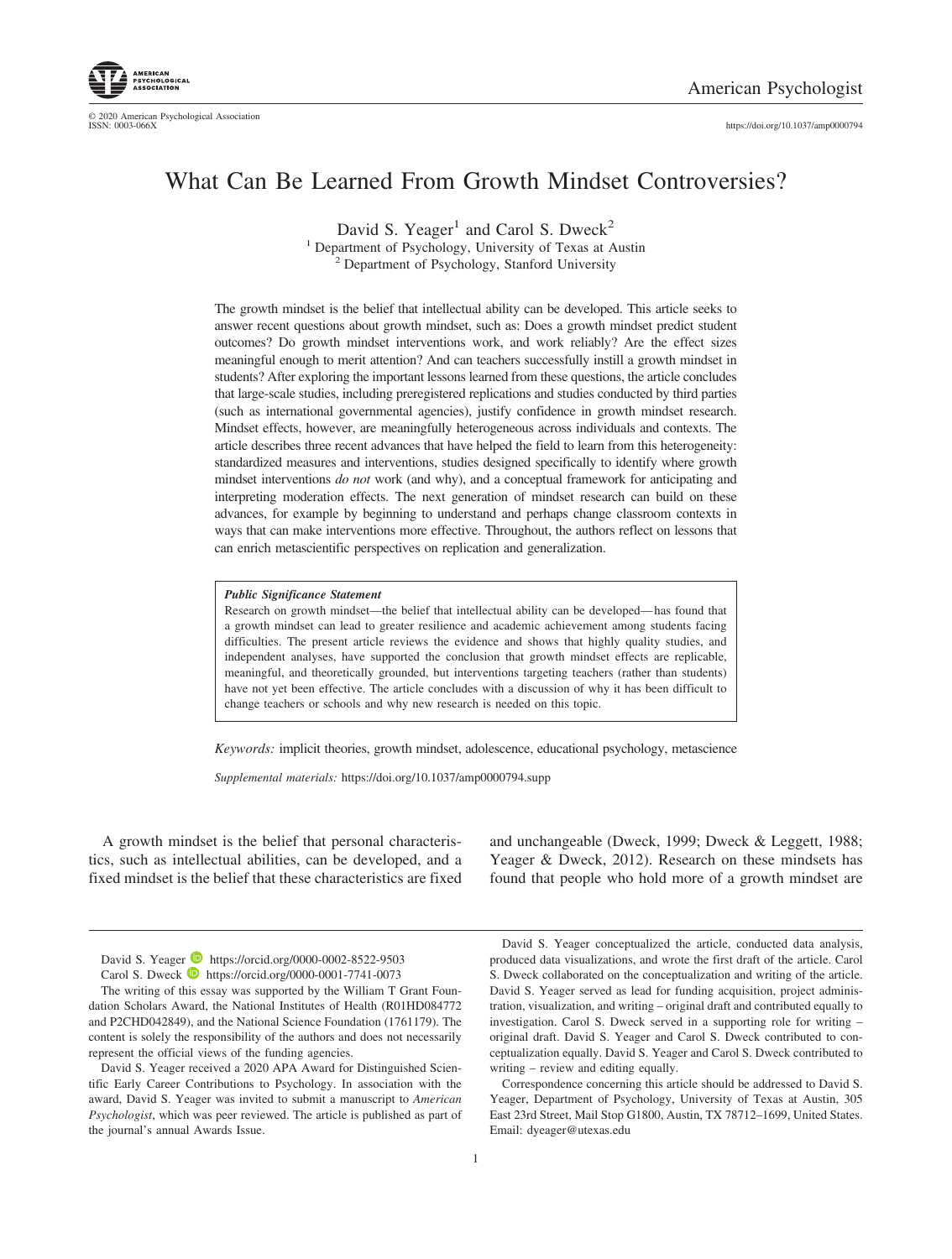# What Can Be Learned From Growth Mindset Controversies?

David S. Yeager[1] and Carol S. Dweck[2]

[1] Department of Psychology, University of Texas at Austin

[2] Department of Psychology, Stanford University

The growth mindset is the belief that intellectual ability can be developed. This article seeks to answer recent questions about growth mindset, such as: Does a growth mindset predict student outcomes? Do growth mindset interventions work, and work reliably? Are the effect sizes meaningful enough to merit attention? And can teachers successfully instill a growth mindset in students? After exploring the important lessons learned from these questions, the article concludes that large-scale studies, including preregistered replications and studies conducted by third parties (such as international governmental agencies), justify confidence in growth mindset research. Mindset effects, however, are meaningfully heterogeneous across individuals and contexts. The article describes three recent advances that have helped the field to learn from this heterogeneity: standardized measures and interventions, studies designed specifically to identify where growth mindset interventions *do not* work (and why), and a conceptual framework for anticipating and interpreting moderation effects. The next generation of mindset research can build on these advances, for example by beginning to understand and perhaps change classroom contexts in ways that can make interventions more effective. Throughout, the authors reflect on lessons that can enrich metascientific perspectives on replication and generalization.

> ***Public Significance Statement***
>
> Research on growth mindset—the belief that intellectual ability can be developed—has found that a growth mindset can lead to greater resilience and academic achievement among students facing difficulties. The present article reviews the evidence and shows that highly quality studies, and independent analyses, have supported the conclusion that growth mindset effects are replicable, meaningful, and theoretically grounded, but interventions targeting teachers (rather than students) have not yet been effective. The article concludes with a discussion of why it has been difficult to change teachers or schools and why new research is needed on this topic.

*Keywords:* implicit theories, growth mindset, adolescence, educational psychology, metascience

*Supplemental materials:* https://doi.org/10.1037/amp0000794.supp

A growth mindset is the belief that personal characteristics, such as intellectual abilities, can be developed, and a fixed mindset is the belief that these characteristics are fixed and unchangeable (Dweck, 1999; Dweck & Leggett, 1988; Yeager & Dweck, 2012). Research on these mindsets has found that people who hold more of a growth mindset are

---

David S. Yeager https://orcid.org/0000-0002-8522-9503

Carol S. Dweck https://orcid.org/0000-0001-7741-0073

The writing of this essay was supported by the William T Grant Foundation Scholars Award, the National Institutes of Health (R01HD084772 and P2CHD042849), and the National Science Foundation (1761179). The content is solely the responsibility of the authors and does not necessarily represent the official views of the funding agencies.

David S. Yeager received a 2020 APA Award for Distinguished Scientific Early Career Contributions to Psychology. In association with the award, David S. Yeager was invited to submit a manuscript to *American Psychologist*, which was peer reviewed. The article is published as part of the journal's annual Awards Issue.

David S. Yeager conceptualized the article, conducted data analysis, produced data visualizations, and wrote the first draft of the article. Carol S. Dweck collaborated on the conceptualization and writing of the article. David S. Yeager served as lead for funding acquisition, project administration, visualization, and writing – original draft and contributed equally to investigation. Carol S. Dweck served in a supporting role for writing – original draft. David S. Yeager and Carol S. Dweck contributed to conceptualization equally. David S. Yeager and Carol S. Dweck contributed to writing – review and editing equally.

Correspondence concerning this article should be addressed to David S. Yeager, Department of Psychology, University of Texas at Austin, 305 East 23rd Street, Mail Stop G1800, Austin, TX 78712–1699, United States. Email: dyeager@utexas.edu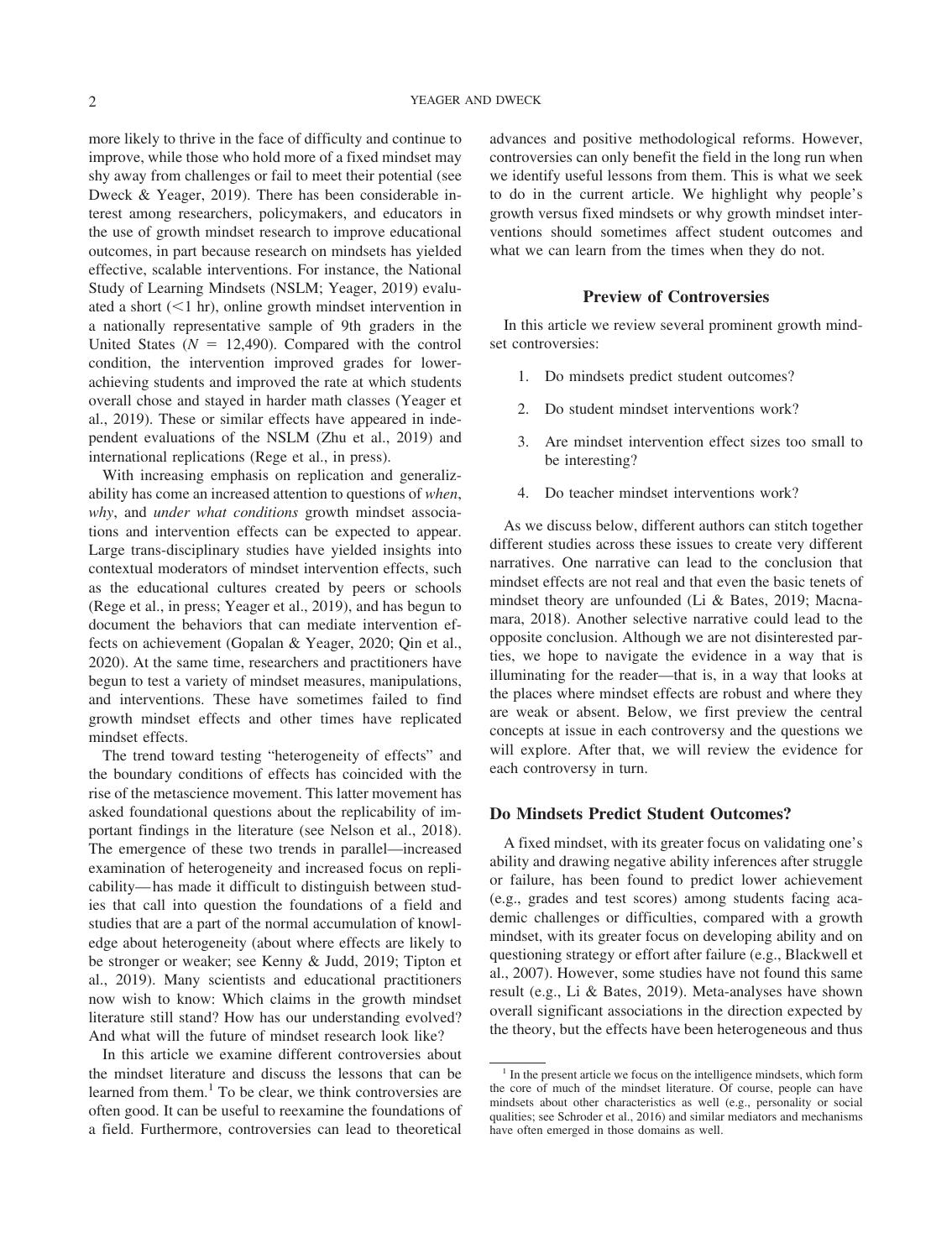more likely to thrive in the face of difficulty and continue to improve, while those who hold more of a fixed mindset may shy away from challenges or fail to meet their potential (see Dweck & Yeager, 2019). There has been considerable interest among researchers, policymakers, and educators in the use of growth mindset research to improve educational outcomes, in part because research on mindsets has yielded effective, scalable interventions. For instance, the National Study of Learning Mindsets (NSLM; Yeager, 2019) evaluated a short (<1 hr), online growth mindset intervention in a nationally representative sample of 9th graders in the United States ($N$ = 12,490). Compared with the control condition, the intervention improved grades for lower-achieving students and improved the rate at which students overall chose and stayed in harder math classes (Yeager et al., 2019). These or similar effects have appeared in independent evaluations of the NSLM (Zhu et al., 2019) and international replications (Rege et al., in press).

With increasing emphasis on replication and generalizability has come an increased attention to questions of *when*, *why*, and *under what conditions* growth mindset associations and intervention effects can be expected to appear. Large trans-disciplinary studies have yielded insights into contextual moderators of mindset intervention effects, such as the educational cultures created by peers or schools (Rege et al., in press; Yeager et al., 2019), and has begun to document the behaviors that can mediate intervention effects on achievement (Gopalan & Yeager, 2020; Qin et al., 2020). At the same time, researchers and practitioners have begun to test a variety of mindset measures, manipulations, and interventions. These have sometimes failed to find growth mindset effects and other times have replicated mindset effects.

The trend toward testing "heterogeneity of effects" and the boundary conditions of effects has coincided with the rise of the metascience movement. This latter movement has asked foundational questions about the replicability of important findings in the literature (see Nelson et al., 2018). The emergence of these two trends in parallel—increased examination of heterogeneity and increased focus on replicability—has made it difficult to distinguish between studies that call into question the foundations of a field and studies that are a part of the normal accumulation of knowledge about heterogeneity (about where effects are likely to be stronger or weaker; see Kenny & Judd, 2019; Tipton et al., 2019). Many scientists and educational practitioners now wish to know: Which claims in the growth mindset literature still stand? How has our understanding evolved? And what will the future of mindset research look like?

In this article we examine different controversies about the mindset literature and discuss the lessons that can be learned from them.[1] To be clear, we think controversies are often good. It can be useful to reexamine the foundations of a field. Furthermore, controversies can lead to theoretical advances and positive methodological reforms. However, controversies can only benefit the field in the long run when we identify useful lessons from them. This is what we seek to do in the current article. We highlight why people's growth versus fixed mindsets or why growth mindset interventions should sometimes affect student outcomes and what we can learn from the times when they do not.

## Preview of Controversies

In this article we review several prominent growth mindset controversies:

1. Do mindsets predict student outcomes?
2. Do student mindset interventions work?
3. Are mindset intervention effect sizes too small to be interesting?
4. Do teacher mindset interventions work?

As we discuss below, different authors can stitch together different studies across these issues to create very different narratives. One narrative can lead to the conclusion that mindset effects are not real and that even the basic tenets of mindset theory are unfounded (Li & Bates, 2019; Macnamara, 2018). Another selective narrative could lead to the opposite conclusion. Although we are not disinterested parties, we hope to navigate the evidence in a way that is illuminating for the reader—that is, in a way that looks at the places where mindset effects are robust and where they are weak or absent. Below, we first preview the central concepts at issue in each controversy and the questions we will explore. After that, we will review the evidence for each controversy in turn.

### Do Mindsets Predict Student Outcomes?

A fixed mindset, with its greater focus on validating one's ability and drawing negative ability inferences after struggle or failure, has been found to predict lower achievement (e.g., grades and test scores) among students facing academic challenges or difficulties, compared with a growth mindset, with its greater focus on developing ability and on questioning strategy or effort after failure (e.g., Blackwell et al., 2007). However, some studies have not found this same result (e.g., Li & Bates, 2019). Meta-analyses have shown overall significant associations in the direction expected by the theory, but the effects have been heterogeneous and thus

[1] In the present article we focus on the intelligence mindsets, which form the core of much of the mindset literature. Of course, people can have mindsets about other characteristics as well (e.g., personality or social qualities; see Schroder et al., 2016) and similar mediators and mechanisms have often emerged in those domains as well.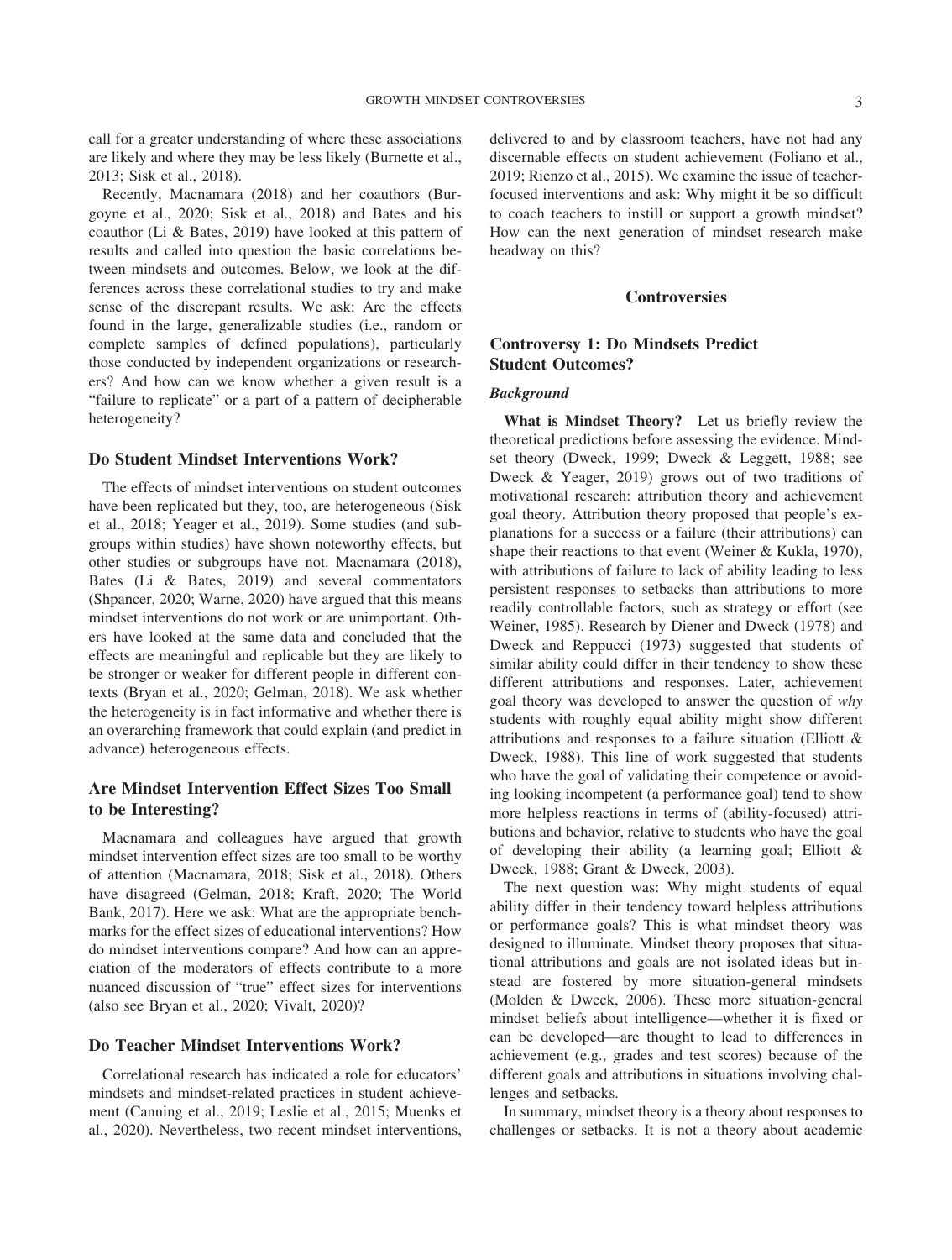call for a greater understanding of where these associations are likely and where they may be less likely (Burnette et al., 2013; Sisk et al., 2018).

Recently, Macnamara (2018) and her coauthors (Burgoyne et al., 2020; Sisk et al., 2018) and Bates and his coauthor (Li & Bates, 2019) have looked at this pattern of results and called into question the basic correlations between mindsets and outcomes. Below, we look at the differences across these correlational studies to try and make sense of the discrepant results. We ask: Are the effects found in the large, generalizable studies (i.e., random or complete samples of defined populations), particularly those conducted by independent organizations or researchers? And how can we know whether a given result is a "failure to replicate" or a part of a pattern of decipherable heterogeneity?

### Do Student Mindset Interventions Work?

The effects of mindset interventions on student outcomes have been replicated but they, too, are heterogeneous (Sisk et al., 2018; Yeager et al., 2019). Some studies (and subgroups within studies) have shown noteworthy effects, but other studies or subgroups have not. Macnamara (2018), Bates (Li & Bates, 2019) and several commentators (Shpancer, 2020; Warne, 2020) have argued that this means mindset interventions do not work or are unimportant. Others have looked at the same data and concluded that the effects are meaningful and replicable but they are likely to be stronger or weaker for different people in different contexts (Bryan et al., 2020; Gelman, 2018). We ask whether the heterogeneity is in fact informative and whether there is an overarching framework that could explain (and predict in advance) heterogeneous effects.

### Are Mindset Intervention Effect Sizes Too Small to be Interesting?

Macnamara and colleagues have argued that growth mindset intervention effect sizes are too small to be worthy of attention (Macnamara, 2018; Sisk et al., 2018). Others have disagreed (Gelman, 2018; Kraft, 2020; The World Bank, 2017). Here we ask: What are the appropriate benchmarks for the effect sizes of educational interventions? How do mindset interventions compare? And how can an appreciation of the moderators of effects contribute to a more nuanced discussion of "true" effect sizes for interventions (also see Bryan et al., 2020; Vivalt, 2020)?

### Do Teacher Mindset Interventions Work?

Correlational research has indicated a role for educators' mindsets and mindset-related practices in student achievement (Canning et al., 2019; Leslie et al., 2015; Muenks et al., 2020). Nevertheless, two recent mindset interventions, delivered to and by classroom teachers, have not had any discernable effects on student achievement (Foliano et al., 2019; Rienzo et al., 2015). We examine the issue of teacher-focused interventions and ask: Why might it be so difficult to coach teachers to instill or support a growth mindset? How can the next generation of mindset research make headway on this?

## Controversies

### Controversy 1: Do Mindsets Predict Student Outcomes?

#### *Background*

**What is Mindset Theory?** Let us briefly review the theoretical predictions before assessing the evidence. Mindset theory (Dweck, 1999; Dweck & Leggett, 1988; see Dweck & Yeager, 2019) grows out of two traditions of motivational research: attribution theory and achievement goal theory. Attribution theory proposed that people's explanations for a success or a failure (their attributions) can shape their reactions to that event (Weiner & Kukla, 1970), with attributions of failure to lack of ability leading to less persistent responses to setbacks than attributions to more readily controllable factors, such as strategy or effort (see Weiner, 1985). Research by Diener and Dweck (1978) and Dweck and Reppucci (1973) suggested that students of similar ability could differ in their tendency to show these different attributions and responses. Later, achievement goal theory was developed to answer the question of *why* students with roughly equal ability might show different attributions and responses to a failure situation (Elliott & Dweck, 1988). This line of work suggested that students who have the goal of validating their competence or avoiding looking incompetent (a performance goal) tend to show more helpless reactions in terms of (ability-focused) attributions and behavior, relative to students who have the goal of developing their ability (a learning goal; Elliott & Dweck, 1988; Grant & Dweck, 2003).

The next question was: Why might students of equal ability differ in their tendency toward helpless attributions or performance goals? This is what mindset theory was designed to illuminate. Mindset theory proposes that situational attributions and goals are not isolated ideas but instead are fostered by more situation-general mindsets (Molden & Dweck, 2006). These more situation-general mindset beliefs about intelligence—whether it is fixed or can be developed—are thought to lead to differences in achievement (e.g., grades and test scores) because of the different goals and attributions in situations involving challenges and setbacks.

In summary, mindset theory is a theory about responses to challenges or setbacks. It is not a theory about academic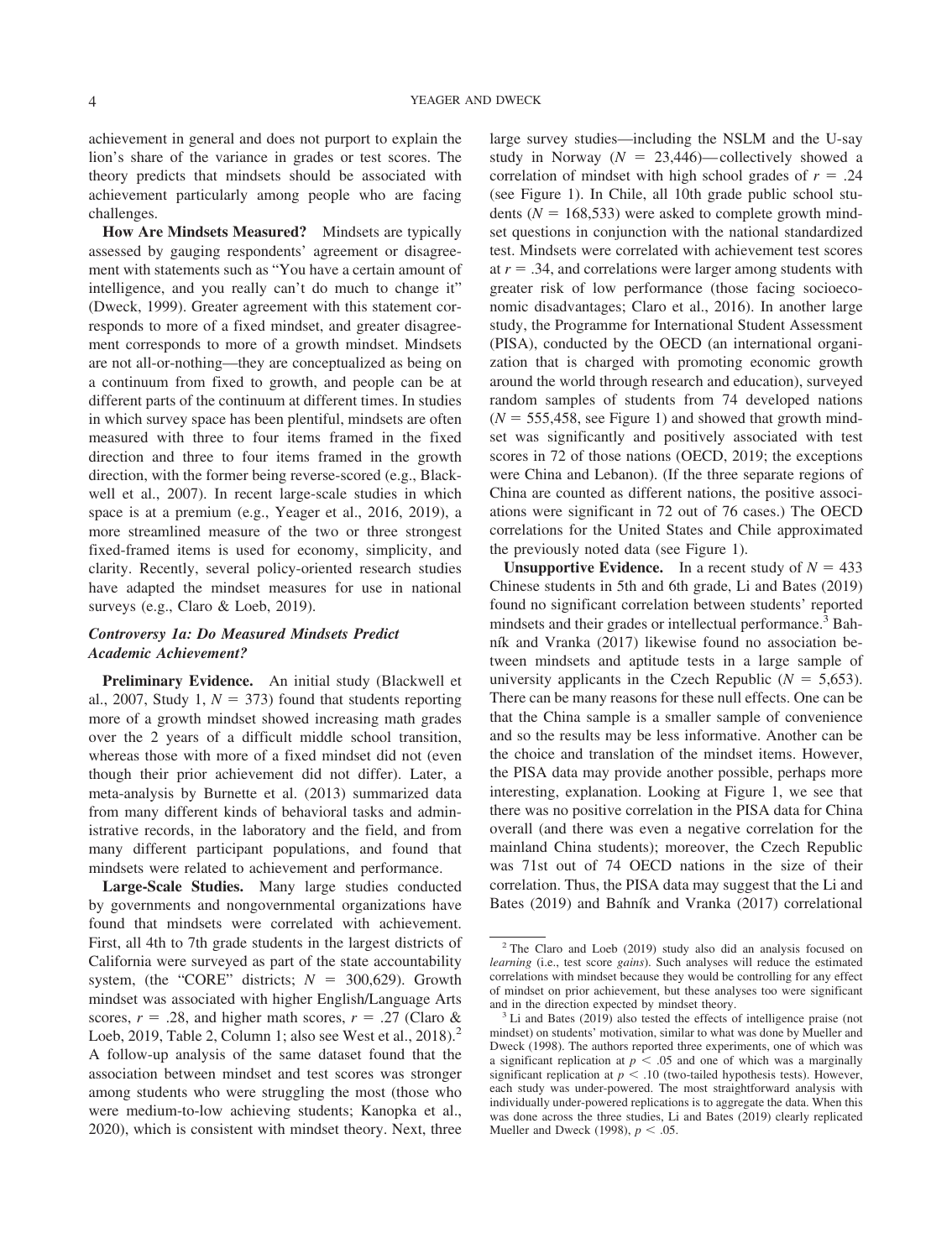achievement in general and does not purport to explain the lion's share of the variance in grades or test scores. The theory predicts that mindsets should be associated with achievement particularly among people who are facing challenges.

**How Are Mindsets Measured?** Mindsets are typically assessed by gauging respondents' agreement or disagreement with statements such as "You have a certain amount of intelligence, and you really can't do much to change it" (Dweck, 1999). Greater agreement with this statement corresponds to more of a fixed mindset, and greater disagreement corresponds to more of a growth mindset. Mindsets are not all-or-nothing—they are conceptualized as being on a continuum from fixed to growth, and people can be at different parts of the continuum at different times. In studies in which survey space has been plentiful, mindsets are often measured with three to four items framed in the fixed direction and three to four items framed in the growth direction, with the former being reverse-scored (e.g., Blackwell et al., 2007). In recent large-scale studies in which space is at a premium (e.g., Yeager et al., 2016, 2019), a more streamlined measure of the two or three strongest fixed-framed items is used for economy, simplicity, and clarity. Recently, several policy-oriented research studies have adapted the mindset measures for use in national surveys (e.g., Claro & Loeb, 2019).

### *Controversy 1a: Do Measured Mindsets Predict Academic Achievement?*

**Preliminary Evidence.** An initial study (Blackwell et al., 2007, Study 1, $N = 373$) found that students reporting more of a growth mindset showed increasing math grades over the 2 years of a difficult middle school transition, whereas those with more of a fixed mindset did not (even though their prior achievement did not differ). Later, a meta-analysis by Burnette et al. (2013) summarized data from many different kinds of behavioral tasks and administrative records, in the laboratory and the field, and from many different participant populations, and found that mindsets were related to achievement and performance.

**Large-Scale Studies.** Many large studies conducted by governments and nongovernmental organizations have found that mindsets were correlated with achievement. First, all 4th to 7th grade students in the largest districts of California were surveyed as part of the state accountability system, (the "CORE" districts; $N = 300{,}629$). Growth mindset was associated with higher English/Language Arts scores, $r = .28$, and higher math scores, $r = .27$ (Claro & Loeb, 2019, Table 2, Column 1; also see West et al., 2018).[2] A follow-up analysis of the same dataset found that the association between mindset and test scores was stronger among students who were struggling the most (those who were medium-to-low achieving students; Kanopka et al., 2020), which is consistent with mindset theory. Next, three large survey studies—including the NSLM and the U-say study in Norway ($N = 23{,}446$)—collectively showed a correlation of mindset with high school grades of $r = .24$ (see Figure 1). In Chile, all 10th grade public school students ($N = 168{,}533$) were asked to complete growth mindset questions in conjunction with the national standardized test. Mindsets were correlated with achievement test scores at $r = .34$, and correlations were larger among students with greater risk of low performance (those facing socioeconomic disadvantages; Claro et al., 2016). In another large study, the Programme for International Student Assessment (PISA), conducted by the OECD (an international organization that is charged with promoting economic growth around the world through research and education), surveyed random samples of students from 74 developed nations ($N = 555{,}458$, see Figure 1) and showed that growth mindset was significantly and positively associated with test scores in 72 of those nations (OECD, 2019; the exceptions were China and Lebanon). (If the three separate regions of China are counted as different nations, the positive associations were significant in 72 out of 76 cases.) The OECD correlations for the United States and Chile approximated the previously noted data (see Figure 1).

**Unsupportive Evidence.** In a recent study of $N = 433$ Chinese students in 5th and 6th grade, Li and Bates (2019) found no significant correlation between students' reported mindsets and their grades or intellectual performance.[3] Bahník and Vranka (2017) likewise found no association between mindsets and aptitude tests in a large sample of university applicants in the Czech Republic ($N = 5{,}653$). There can be many reasons for these null effects. One can be that the China sample is a smaller sample of convenience and so the results may be less informative. Another can be the choice and translation of the mindset items. However, the PISA data may provide another possible, perhaps more interesting, explanation. Looking at Figure 1, we see that there was no positive correlation in the PISA data for China overall (and there was even a negative correlation for the mainland China students); moreover, the Czech Republic was 71st out of 74 OECD nations in the size of their correlation. Thus, the PISA data may suggest that the Li and Bates (2019) and Bahník and Vranka (2017) correlational

---

[2] The Claro and Loeb (2019) study also did an analysis focused on *learning* (i.e., test score *gains*). Such analyses will reduce the estimated correlations with mindset because they would be controlling for any effect of mindset on prior achievement, but these analyses too were significant and in the direction expected by mindset theory.

[3] Li and Bates (2019) also tested the effects of intelligence praise (not mindset) on students' motivation, similar to what was done by Mueller and Dweck (1998). The authors reported three experiments, one of which was a significant replication at $p < .05$ and one of which was a marginally significant replication at $p < .10$ (two-tailed hypothesis tests). However, each study was under-powered. The most straightforward analysis with individually under-powered replications is to aggregate the data. When this was done across the three studies, Li and Bates (2019) clearly replicated Mueller and Dweck (1998), $p < .05$.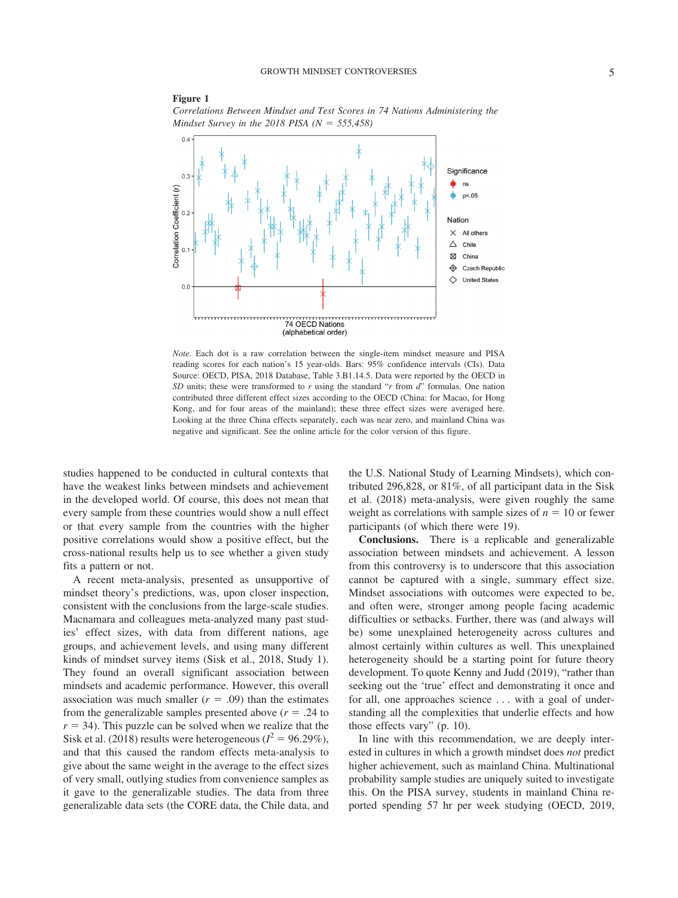**Figure 1**

*Correlations Between Mindset and Test Scores in 74 Nations Administering the Mindset Survey in the 2018 PISA (N = 555,458)*

*Note.* Each dot is a raw correlation between the single-item mindset measure and PISA reading scores for each nation's 15 year-olds. Bars: 95% confidence intervals (CIs). Data Source: OECD, PISA, 2018 Database, Table 3.B1.14.5. Data were reported by the OECD in *SD* units; these were transformed to *r* using the standard "*r* from *d*" formulas. One nation contributed three different effect sizes according to the OECD (China: for Macao, for Hong Kong, and for four areas of the mainland); these three effect sizes were averaged here. Looking at the three China effects separately, each was near zero, and mainland China was negative and significant. See the online article for the color version of this figure.

studies happened to be conducted in cultural contexts that have the weakest links between mindsets and achievement in the developed world. Of course, this does not mean that every sample from these countries would show a null effect or that every sample from the countries with the higher positive correlations would show a positive effect, but the cross-national results help us to see whether a given study fits a pattern or not.

A recent meta-analysis, presented as unsupportive of mindset theory's predictions, was, upon closer inspection, consistent with the conclusions from the large-scale studies. Macnamara and colleagues meta-analyzed many past studies' effect sizes, with data from different nations, age groups, and achievement levels, and using many different kinds of mindset survey items (Sisk et al., 2018, Study 1). They found an overall significant association between mindsets and academic performance. However, this overall association was much smaller ($r$ = .09) than the estimates from the generalizable samples presented above ($r$ = .24 to $r$ = 34). This puzzle can be solved when we realize that the Sisk et al. (2018) results were heterogeneous ($I^2$ = 96.29%), and that this caused the random effects meta-analysis to give about the same weight in the average to the effect sizes of very small, outlying studies from convenience samples as it gave to the generalizable studies. The data from three generalizable data sets (the CORE data, the Chile data, and the U.S. National Study of Learning Mindsets), which contributed 296,828, or 81%, of all participant data in the Sisk et al. (2018) meta-analysis, were given roughly the same weight as correlations with sample sizes of $n$ = 10 or fewer participants (of which there were 19).

**Conclusions.** There is a replicable and generalizable association between mindsets and achievement. A lesson from this controversy is to underscore that this association cannot be captured with a single, summary effect size. Mindset associations with outcomes were expected to be, and often were, stronger among people facing academic difficulties or setbacks. Further, there was (and always will be) some unexplained heterogeneity across cultures and almost certainly within cultures as well. This unexplained heterogeneity should be a starting point for future theory development. To quote Kenny and Judd (2019), "rather than seeking out the 'true' effect and demonstrating it once and for all, one approaches science . . . with a goal of understanding all the complexities that underlie effects and how those effects vary" (p. 10).

In line with this recommendation, we are deeply interested in cultures in which a growth mindset does *not* predict higher achievement, such as mainland China. Multinational probability sample studies are uniquely suited to investigate this. On the PISA survey, students in mainland China reported spending 57 hr per week studying (OECD, 2019,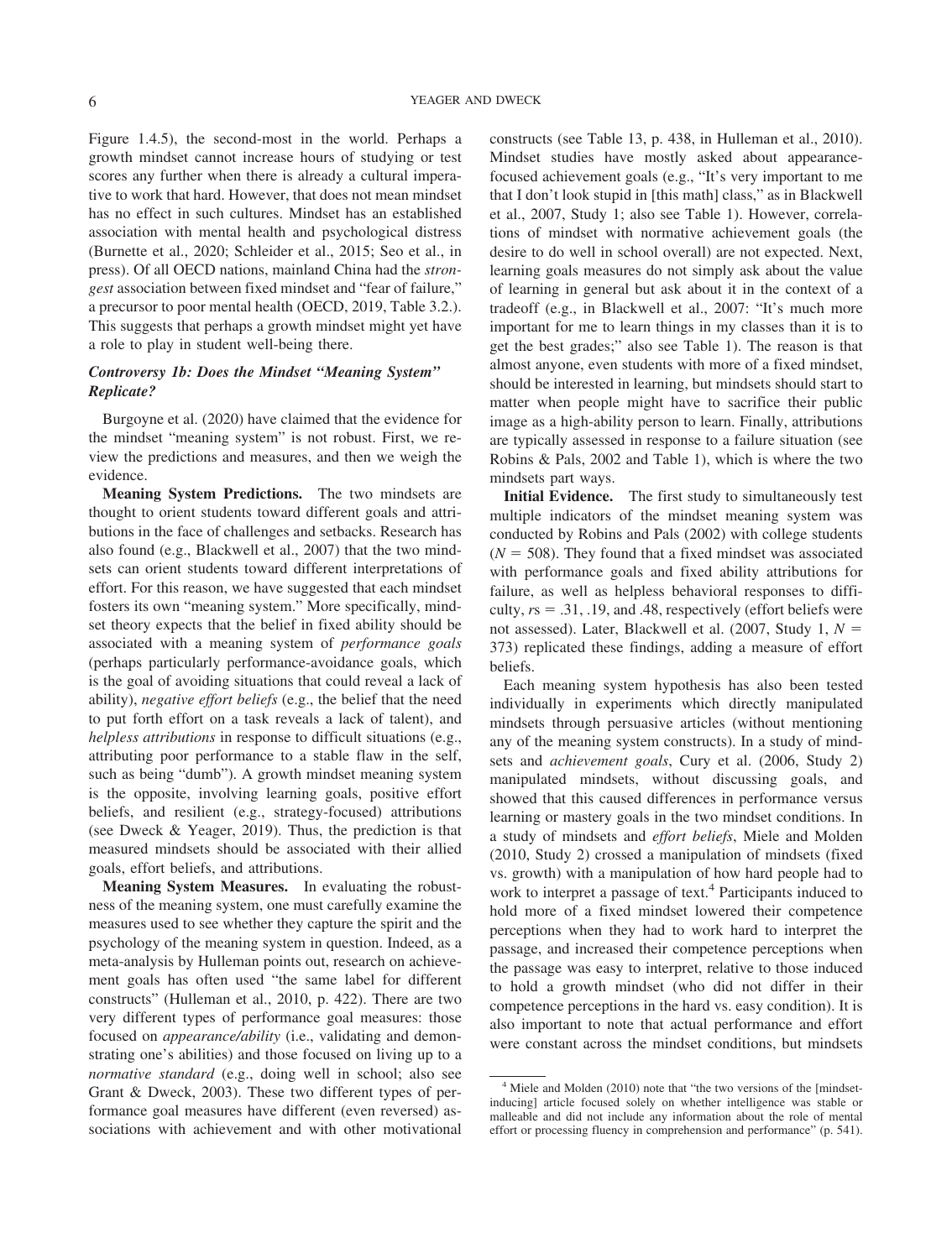Figure 1.4.5), the second-most in the world. Perhaps a growth mindset cannot increase hours of studying or test scores any further when there is already a cultural imperative to work that hard. However, that does not mean mindset has no effect in such cultures. Mindset has an established association with mental health and psychological distress (Burnette et al., 2020; Schleider et al., 2015; Seo et al., in press). Of all OECD nations, mainland China had the *strongest* association between fixed mindset and "fear of failure," a precursor to poor mental health (OECD, 2019, Table 3.2.). This suggests that perhaps a growth mindset might yet have a role to play in student well-being there.

### *Controversy 1b: Does the Mindset "Meaning System" Replicate?*

Burgoyne et al. (2020) have claimed that the evidence for the mindset "meaning system" is not robust. First, we review the predictions and measures, and then we weigh the evidence.

**Meaning System Predictions.** The two mindsets are thought to orient students toward different goals and attributions in the face of challenges and setbacks. Research has also found (e.g., Blackwell et al., 2007) that the two mindsets can orient students toward different interpretations of effort. For this reason, we have suggested that each mindset fosters its own "meaning system." More specifically, mindset theory expects that the belief in fixed ability should be associated with a meaning system of *performance goals* (perhaps particularly performance-avoidance goals, which is the goal of avoiding situations that could reveal a lack of ability), *negative effort beliefs* (e.g., the belief that the need to put forth effort on a task reveals a lack of talent), and *helpless attributions* in response to difficult situations (e.g., attributing poor performance to a stable flaw in the self, such as being "dumb"). A growth mindset meaning system is the opposite, involving learning goals, positive effort beliefs, and resilient (e.g., strategy-focused) attributions (see Dweck & Yeager, 2019). Thus, the prediction is that measured mindsets should be associated with their allied goals, effort beliefs, and attributions.

**Meaning System Measures.** In evaluating the robustness of the meaning system, one must carefully examine the measures used to see whether they capture the spirit and the psychology of the meaning system in question. Indeed, as a meta-analysis by Hulleman points out, research on achievement goals has often used "the same label for different constructs" (Hulleman et al., 2010, p. 422). There are two very different types of performance goal measures: those focused on *appearance/ability* (i.e., validating and demonstrating one's abilities) and those focused on living up to a *normative standard* (e.g., doing well in school; also see Grant & Dweck, 2003). These two different types of performance goal measures have different (even reversed) associations with achievement and with other motivational constructs (see Table 13, p. 438, in Hulleman et al., 2010). Mindset studies have mostly asked about appearance-focused achievement goals (e.g., "It's very important to me that I don't look stupid in [this math] class," as in Blackwell et al., 2007, Study 1; also see Table 1). However, correlations of mindset with normative achievement goals (the desire to do well in school overall) are not expected. Next, learning goals measures do not simply ask about the value of learning in general but ask about it in the context of a tradeoff (e.g., in Blackwell et al., 2007: "It's much more important for me to learn things in my classes than it is to get the best grades;" also see Table 1). The reason is that almost anyone, even students with more of a fixed mindset, should be interested in learning, but mindsets should start to matter when people might have to sacrifice their public image as a high-ability person to learn. Finally, attributions are typically assessed in response to a failure situation (see Robins & Pals, 2002 and Table 1), which is where the two mindsets part ways.

**Initial Evidence.** The first study to simultaneously test multiple indicators of the mindset meaning system was conducted by Robins and Pals (2002) with college students ($N = 508$). They found that a fixed mindset was associated with performance goals and fixed ability attributions for failure, as well as helpless behavioral responses to difficulty, $rs = .31$, .19, and .48, respectively (effort beliefs were not assessed). Later, Blackwell et al. (2007, Study 1, $N = 373$) replicated these findings, adding a measure of effort beliefs.

Each meaning system hypothesis has also been tested individually in experiments which directly manipulated mindsets through persuasive articles (without mentioning any of the meaning system constructs). In a study of mindsets and *achievement goals*, Cury et al. (2006, Study 2) manipulated mindsets, without discussing goals, and showed that this caused differences in performance versus learning or mastery goals in the two mindset conditions. In a study of mindsets and *effort beliefs*, Miele and Molden (2010, Study 2) crossed a manipulation of mindsets (fixed vs. growth) with a manipulation of how hard people had to work to interpret a passage of text.[4] Participants induced to hold more of a fixed mindset lowered their competence perceptions when they had to work hard to interpret the passage, and increased their competence perceptions when the passage was easy to interpret, relative to those induced to hold a growth mindset (who did not differ in their competence perceptions in the hard vs. easy condition). It is also important to note that actual performance and effort were constant across the mindset conditions, but mindsets

[4] Miele and Molden (2010) note that "the two versions of the [mindset-inducing] article focused solely on whether intelligence was stable or malleable and did not include any information about the role of mental effort or processing fluency in comprehension and performance" (p. 541).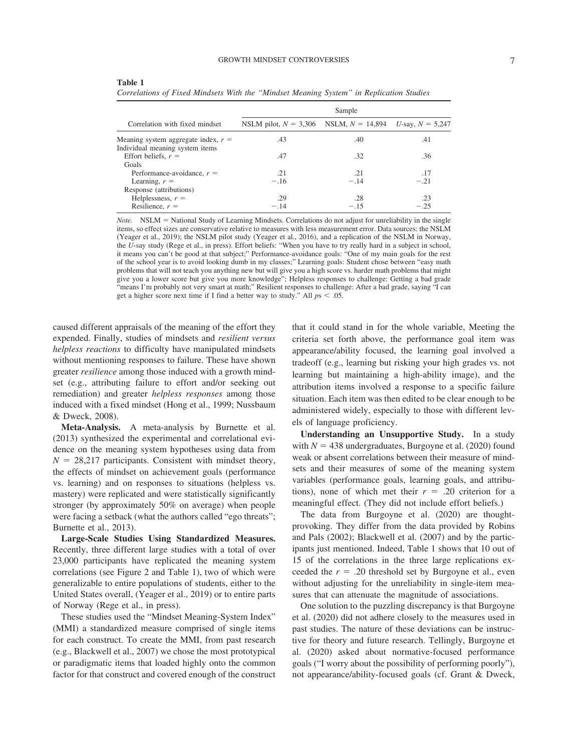**Table 1**

*Correlations of Fixed Mindsets With the "Mindset Meaning System" in Replication Studies*

| Correlation with fixed mindset | Sample | | |
|---|---|---|---|
| | NSLM pilot, $N$ = 3,306 | NSLM, $N$ = 14,894 | *U*-say, $N$ = 5,247 |
| Meaning system aggregate index, $r$ = | .43 | .40 | .41 |
| Individual meaning system items | | | |
| Effort beliefs, $r$ = | .47 | .32 | .36 |
| Goals | | | |
| Performance-avoidance, $r$ = | .21 | .21 | .17 |
| Learning, $r$ = | −.16 | −.14 | −.21 |
| Response (attributions) | | | |
| Helplessness, $r$ = | .29 | .28 | .23 |
| Resilience, $r$ = | −.14 | −.15 | −.25 |

*Note.* NSLM = National Study of Learning Mindsets. Correlations do not adjust for unreliability in the single items, so effect sizes are conservative relative to measures with less measurement error. Data sources: the NSLM (Yeager et al., 2019); the NSLM pilot study (Yeager et al., 2016), and a replication of the NSLM in Norway, the *U*-say study (Rege et al., in press). Effort beliefs: "When you have to try really hard in a subject in school, it means you can't be good at that subject;" Performance-avoidance goals: "One of my main goals for the rest of the school year is to avoid looking dumb in my classes;" Learning goals: Student chose between "easy math problems that will not teach you anything new but will give you a high score vs. harder math problems that might give you a lower score but give you more knowledge"; Helpless responses to challenge: Getting a bad grade "means I'm probably not very smart at math;" Resilient responses to challenge: After a bad grade, saying "I can get a higher score next time if I find a better way to study." All $ps < .05$.

caused different appraisals of the meaning of the effort they expended. Finally, studies of mindsets and *resilient versus helpless reactions* to difficulty have manipulated mindsets without mentioning responses to failure. These have shown greater *resilience* among those induced with a growth mindset (e.g., attributing failure to effort and/or seeking out remediation) and greater *helpless responses* among those induced with a fixed mindset (Hong et al., 1999; Nussbaum & Dweck, 2008).

**Meta-Analysis.** A meta-analysis by Burnette et al. (2013) synthesized the experimental and correlational evidence on the meaning system hypotheses using data from $N$ = 28,217 participants. Consistent with mindset theory, the effects of mindset on achievement goals (performance vs. learning) and on responses to situations (helpless vs. mastery) were replicated and were statistically significantly stronger (by approximately 50% on average) when people were facing a setback (what the authors called "ego threats"; Burnette et al., 2013).

**Large-Scale Studies Using Standardized Measures.** Recently, three different large studies with a total of over 23,000 participants have replicated the meaning system correlations (see Figure 2 and Table 1), two of which were generalizable to entire populations of students, either to the United States overall, (Yeager et al., 2019) or to entire parts of Norway (Rege et al., in press).

These studies used the "Mindset Meaning-System Index" (MMI) a standardized measure comprised of single items for each construct. To create the MMI, from past research (e.g., Blackwell et al., 2007) we chose the most prototypical or paradigmatic items that loaded highly onto the common factor for that construct and covered enough of the construct that it could stand in for the whole variable, Meeting the criteria set forth above, the performance goal item was appearance/ability focused, the learning goal involved a tradeoff (e.g., learning but risking your high grades vs. not learning but maintaining a high-ability image), and the attribution items involved a response to a specific failure situation. Each item was then edited to be clear enough to be administered widely, especially to those with different levels of language proficiency.

**Understanding an Unsupportive Study.** In a study with $N$ = 438 undergraduates, Burgoyne et al. (2020) found weak or absent correlations between their measure of mindsets and their measures of some of the meaning system variables (performance goals, learning goals, and attributions), none of which met their $r$ = .20 criterion for a meaningful effect. (They did not include effort beliefs.)

The data from Burgoyne et al. (2020) are thought-provoking. They differ from the data provided by Robins and Pals (2002); Blackwell et al. (2007) and by the participants just mentioned. Indeed, Table 1 shows that 10 out of 15 of the correlations in the three large replications exceeded the $r$ = .20 threshold set by Burgoyne et al., even without adjusting for the unreliability in single-item measures that can attenuate the magnitude of associations.

One solution to the puzzling discrepancy is that Burgoyne et al. (2020) did not adhere closely to the measures used in past studies. The nature of these deviations can be instructive for theory and future research. Tellingly, Burgoyne et al. (2020) asked about normative-focused performance goals ("I worry about the possibility of performing poorly"), not appearance/ability-focused goals (cf. Grant & Dweck,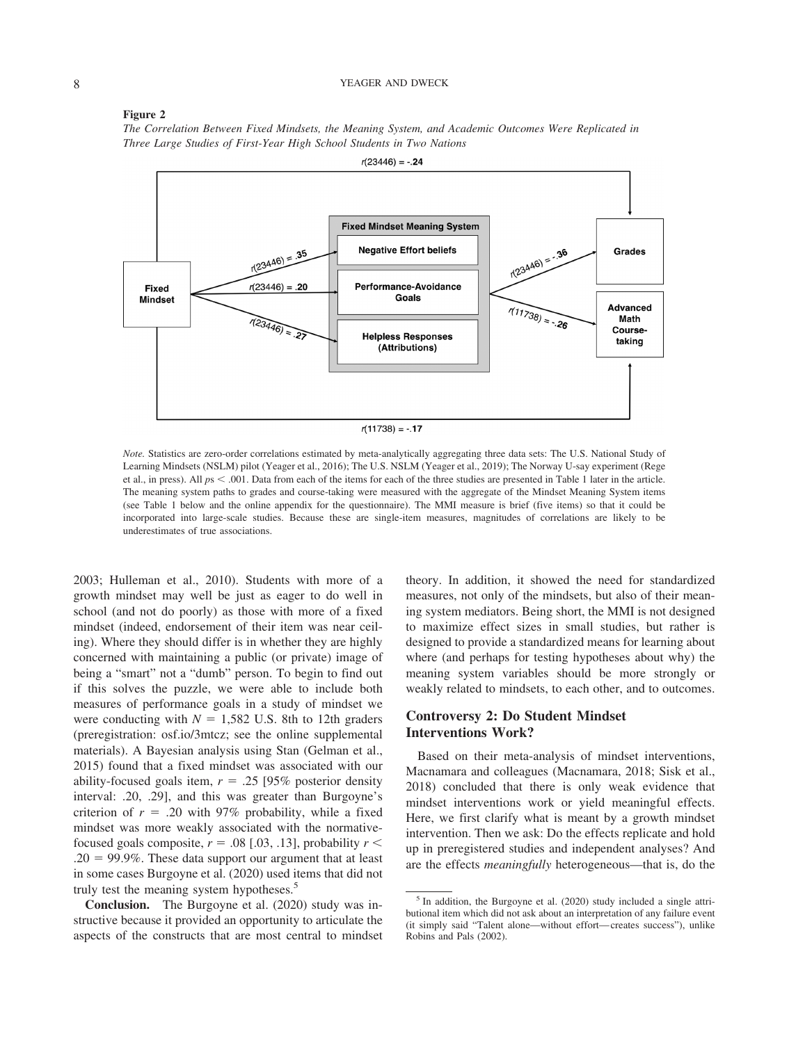**Figure 2**

*The Correlation Between Fixed Mindsets, the Meaning System, and Academic Outcomes Were Replicated in Three Large Studies of First-Year High School Students in Two Nations*

Fixed Mindset → Grades: $r(23446) = -.24$

Fixed Mindset → Negative Effort beliefs: $r(23446) = .35$

Fixed Mindset → Performance-Avoidance Goals: $r(23446) = .20$

Fixed Mindset → Helpless Responses (Attributions): $r(23446) = .27$

Fixed Mindset Meaning System → Grades: $r(23446) = -.36$

Fixed Mindset Meaning System → Advanced Math Course-taking: $r(11738) = -.26$

Fixed Mindset → Advanced Math Course-taking: $r(11738) = -.17$

*Note.* Statistics are zero-order correlations estimated by meta-analytically aggregating three data sets: The U.S. National Study of Learning Mindsets (NSLM) pilot (Yeager et al., 2016); The U.S. NSLM (Yeager et al., 2019); The Norway U-say experiment (Rege et al., in press). All $ps < .001$. Data from each of the items for each of the three studies are presented in Table 1 later in the article. The meaning system paths to grades and course-taking were measured with the aggregate of the Mindset Meaning System items (see Table 1 below and the online appendix for the questionnaire). The MMI measure is brief (five items) so that it could be incorporated into large-scale studies. Because these are single-item measures, magnitudes of correlations are likely to be underestimates of true associations.

2003; Hulleman et al., 2010). Students with more of a growth mindset may well be just as eager to do well in school (and not do poorly) as those with more of a fixed mindset (indeed, endorsement of their item was near ceiling). Where they should differ is in whether they are highly concerned with maintaining a public (or private) image of being a "smart" not a "dumb" person. To begin to find out if this solves the puzzle, we were able to include both measures of performance goals in a study of mindset we were conducting with $N = 1,582$ U.S. 8th to 12th graders (preregistration: osf.io/3mtcz; see the online supplemental materials). A Bayesian analysis using Stan (Gelman et al., 2015) found that a fixed mindset was associated with our ability-focused goals item, $r = .25$ [95% posterior density interval: .20, .29], and this was greater than Burgoyne's criterion of $r = .20$ with 97% probability, while a fixed mindset was more weakly associated with the normative-focused goals composite, $r = .08$ [.03, .13], probability $r < .20 = 99.9\%$. These data support our argument that at least in some cases Burgoyne et al. (2020) used items that did not truly test the meaning system hypotheses.[5]

**Conclusion.** The Burgoyne et al. (2020) study was instructive because it provided an opportunity to articulate the aspects of the constructs that are most central to mindset theory. In addition, it showed the need for standardized measures, not only of the mindsets, but also of their meaning system mediators. Being short, the MMI is not designed to maximize effect sizes in small studies, but rather is designed to provide a standardized means for learning about where (and perhaps for testing hypotheses about why) the meaning system variables should be more strongly or weakly related to mindsets, to each other, and to outcomes.

## Controversy 2: Do Student Mindset Interventions Work?

Based on their meta-analysis of mindset interventions, Macnamara and colleagues (Macnamara, 2018; Sisk et al., 2018) concluded that there is only weak evidence that mindset interventions work or yield meaningful effects. Here, we first clarify what is meant by a growth mindset intervention. Then we ask: Do the effects replicate and hold up in preregistered studies and independent analyses? And are the effects *meaningfully* heterogeneous—that is, do the

[5] In addition, the Burgoyne et al. (2020) study included a single attributional item which did not ask about an interpretation of any failure event (it simply said "Talent alone—without effort—creates success"), unlike Robins and Pals (2002).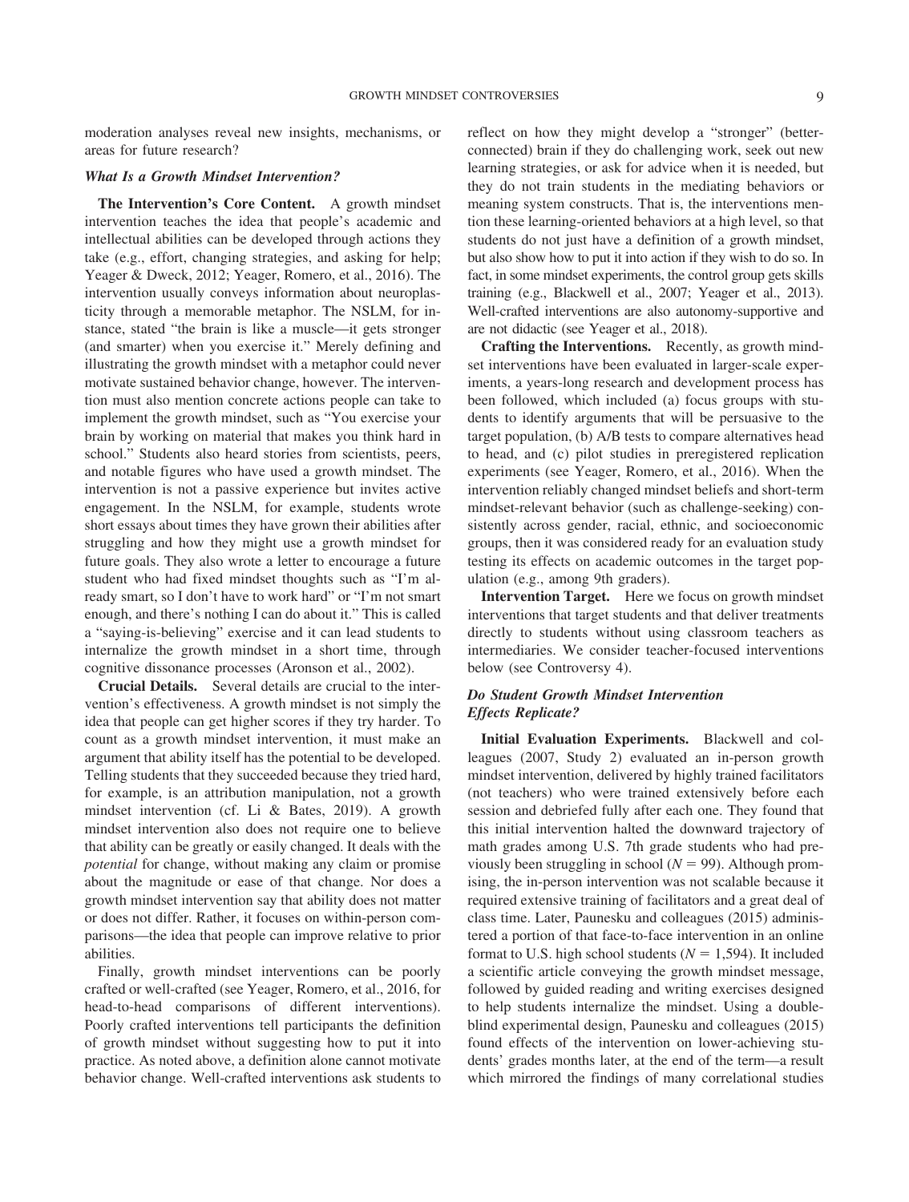moderation analyses reveal new insights, mechanisms, or areas for future research?

### *What Is a Growth Mindset Intervention?*

**The Intervention's Core Content.** A growth mindset intervention teaches the idea that people's academic and intellectual abilities can be developed through actions they take (e.g., effort, changing strategies, and asking for help; Yeager & Dweck, 2012; Yeager, Romero, et al., 2016). The intervention usually conveys information about neuroplasticity through a memorable metaphor. The NSLM, for instance, stated "the brain is like a muscle—it gets stronger (and smarter) when you exercise it." Merely defining and illustrating the growth mindset with a metaphor could never motivate sustained behavior change, however. The intervention must also mention concrete actions people can take to implement the growth mindset, such as "You exercise your brain by working on material that makes you think hard in school." Students also heard stories from scientists, peers, and notable figures who have used a growth mindset. The intervention is not a passive experience but invites active engagement. In the NSLM, for example, students wrote short essays about times they have grown their abilities after struggling and how they might use a growth mindset for future goals. They also wrote a letter to encourage a future student who had fixed mindset thoughts such as "I'm already smart, so I don't have to work hard" or "I'm not smart enough, and there's nothing I can do about it." This is called a "saying-is-believing" exercise and it can lead students to internalize the growth mindset in a short time, through cognitive dissonance processes (Aronson et al., 2002).

**Crucial Details.** Several details are crucial to the intervention's effectiveness. A growth mindset is not simply the idea that people can get higher scores if they try harder. To count as a growth mindset intervention, it must make an argument that ability itself has the potential to be developed. Telling students that they succeeded because they tried hard, for example, is an attribution manipulation, not a growth mindset intervention (cf. Li & Bates, 2019). A growth mindset intervention also does not require one to believe that ability can be greatly or easily changed. It deals with the *potential* for change, without making any claim or promise about the magnitude or ease of that change. Nor does a growth mindset intervention say that ability does not matter or does not differ. Rather, it focuses on within-person comparisons—the idea that people can improve relative to prior abilities.

Finally, growth mindset interventions can be poorly crafted or well-crafted (see Yeager, Romero, et al., 2016, for head-to-head comparisons of different interventions). Poorly crafted interventions tell participants the definition of growth mindset without suggesting how to put it into practice. As noted above, a definition alone cannot motivate behavior change. Well-crafted interventions ask students to reflect on how they might develop a "stronger" (better-connected) brain if they do challenging work, seek out new learning strategies, or ask for advice when it is needed, but they do not train students in the mediating behaviors or meaning system constructs. That is, the interventions mention these learning-oriented behaviors at a high level, so that students do not just have a definition of a growth mindset, but also show how to put it into action if they wish to do so. In fact, in some mindset experiments, the control group gets skills training (e.g., Blackwell et al., 2007; Yeager et al., 2013). Well-crafted interventions are also autonomy-supportive and are not didactic (see Yeager et al., 2018).

**Crafting the Interventions.** Recently, as growth mindset interventions have been evaluated in larger-scale experiments, a years-long research and development process has been followed, which included (a) focus groups with students to identify arguments that will be persuasive to the target population, (b) A/B tests to compare alternatives head to head, and (c) pilot studies in preregistered replication experiments (see Yeager, Romero, et al., 2016). When the intervention reliably changed mindset beliefs and short-term mindset-relevant behavior (such as challenge-seeking) consistently across gender, racial, ethnic, and socioeconomic groups, then it was considered ready for an evaluation study testing its effects on academic outcomes in the target population (e.g., among 9th graders).

**Intervention Target.** Here we focus on growth mindset interventions that target students and that deliver treatments directly to students without using classroom teachers as intermediaries. We consider teacher-focused interventions below (see Controversy 4).

### *Do Student Growth Mindset Intervention Effects Replicate?*

**Initial Evaluation Experiments.** Blackwell and colleagues (2007, Study 2) evaluated an in-person growth mindset intervention, delivered by highly trained facilitators (not teachers) who were trained extensively before each session and debriefed fully after each one. They found that this initial intervention halted the downward trajectory of math grades among U.S. 7th grade students who had previously been struggling in school ($N = 99$). Although promising, the in-person intervention was not scalable because it required extensive training of facilitators and a great deal of class time. Later, Paunesku and colleagues (2015) administered a portion of that face-to-face intervention in an online format to U.S. high school students ($N = 1,594$). It included a scientific article conveying the growth mindset message, followed by guided reading and writing exercises designed to help students internalize the mindset. Using a double-blind experimental design, Paunesku and colleagues (2015) found effects of the intervention on lower-achieving students' grades months later, at the end of the term—a result which mirrored the findings of many correlational studies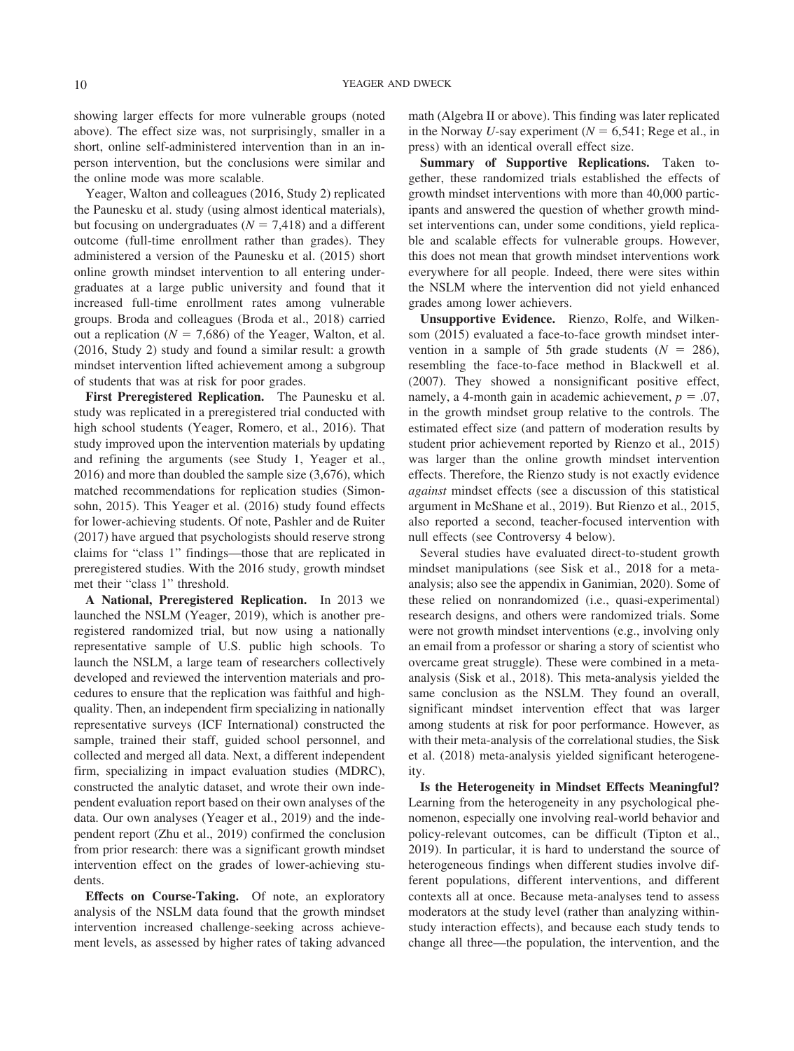showing larger effects for more vulnerable groups (noted above). The effect size was, not surprisingly, smaller in a short, online self-administered intervention than in an in-person intervention, but the conclusions were similar and the online mode was more scalable.

Yeager, Walton and colleagues (2016, Study 2) replicated the Paunesku et al. study (using almost identical materials), but focusing on undergraduates ($N = 7,418$) and a different outcome (full-time enrollment rather than grades). They administered a version of the Paunesku et al. (2015) short online growth mindset intervention to all entering undergraduates at a large public university and found that it increased full-time enrollment rates among vulnerable groups. Broda and colleagues (Broda et al., 2018) carried out a replication ($N = 7,686$) of the Yeager, Walton, et al. (2016, Study 2) study and found a similar result: a growth mindset intervention lifted achievement among a subgroup of students that was at risk for poor grades.

**First Preregistered Replication.** The Paunesku et al. study was replicated in a preregistered trial conducted with high school students (Yeager, Romero, et al., 2016). That study improved upon the intervention materials by updating and refining the arguments (see Study 1, Yeager et al., 2016) and more than doubled the sample size (3,676), which matched recommendations for replication studies (Simonsohn, 2015). This Yeager et al. (2016) study found effects for lower-achieving students. Of note, Pashler and de Ruiter (2017) have argued that psychologists should reserve strong claims for "class 1" findings—those that are replicated in preregistered studies. With the 2016 study, growth mindset met their "class 1" threshold.

**A National, Preregistered Replication.** In 2013 we launched the NSLM (Yeager, 2019), which is another preregistered randomized trial, but now using a nationally representative sample of U.S. public high schools. To launch the NSLM, a large team of researchers collectively developed and reviewed the intervention materials and procedures to ensure that the replication was faithful and high-quality. Then, an independent firm specializing in nationally representative surveys (ICF International) constructed the sample, trained their staff, guided school personnel, and collected and merged all data. Next, a different independent firm, specializing in impact evaluation studies (MDRC), constructed the analytic dataset, and wrote their own independent evaluation report based on their own analyses of the data. Our own analyses (Yeager et al., 2019) and the independent report (Zhu et al., 2019) confirmed the conclusion from prior research: there was a significant growth mindset intervention effect on the grades of lower-achieving students.

**Effects on Course-Taking.** Of note, an exploratory analysis of the NSLM data found that the growth mindset intervention increased challenge-seeking across achievement levels, as assessed by higher rates of taking advanced math (Algebra II or above). This finding was later replicated in the Norway *U*-say experiment ($N = 6,541$; Rege et al., in press) with an identical overall effect size.

**Summary of Supportive Replications.** Taken together, these randomized trials established the effects of growth mindset interventions with more than 40,000 participants and answered the question of whether growth mindset interventions can, under some conditions, yield replicable and scalable effects for vulnerable groups. However, this does not mean that growth mindset interventions work everywhere for all people. Indeed, there were sites within the NSLM where the intervention did not yield enhanced grades among lower achievers.

**Unsupportive Evidence.** Rienzo, Rolfe, and Wilkensom (2015) evaluated a face-to-face growth mindset intervention in a sample of 5th grade students ($N = 286$), resembling the face-to-face method in Blackwell et al. (2007). They showed a nonsignificant positive effect, namely, a 4-month gain in academic achievement, $p = .07$, in the growth mindset group relative to the controls. The estimated effect size (and pattern of moderation results by student prior achievement reported by Rienzo et al., 2015) was larger than the online growth mindset intervention effects. Therefore, the Rienzo study is not exactly evidence *against* mindset effects (see a discussion of this statistical argument in McShane et al., 2019). But Rienzo et al., 2015, also reported a second, teacher-focused intervention with null effects (see Controversy 4 below).

Several studies have evaluated direct-to-student growth mindset manipulations (see Sisk et al., 2018 for a meta-analysis; also see the appendix in Ganimian, 2020). Some of these relied on nonrandomized (i.e., quasi-experimental) research designs, and others were randomized trials. Some were not growth mindset interventions (e.g., involving only an email from a professor or sharing a story of scientist who overcame great struggle). These were combined in a meta-analysis (Sisk et al., 2018). This meta-analysis yielded the same conclusion as the NSLM. They found an overall, significant mindset intervention effect that was larger among students at risk for poor performance. However, as with their meta-analysis of the correlational studies, the Sisk et al. (2018) meta-analysis yielded significant heterogeneity.

**Is the Heterogeneity in Mindset Effects Meaningful?** Learning from the heterogeneity in any psychological phenomenon, especially one involving real-world behavior and policy-relevant outcomes, can be difficult (Tipton et al., 2019). In particular, it is hard to understand the source of heterogeneous findings when different studies involve different populations, different interventions, and different contexts all at once. Because meta-analyses tend to assess moderators at the study level (rather than analyzing within-study interaction effects), and because each study tends to change all three—the population, the intervention, and the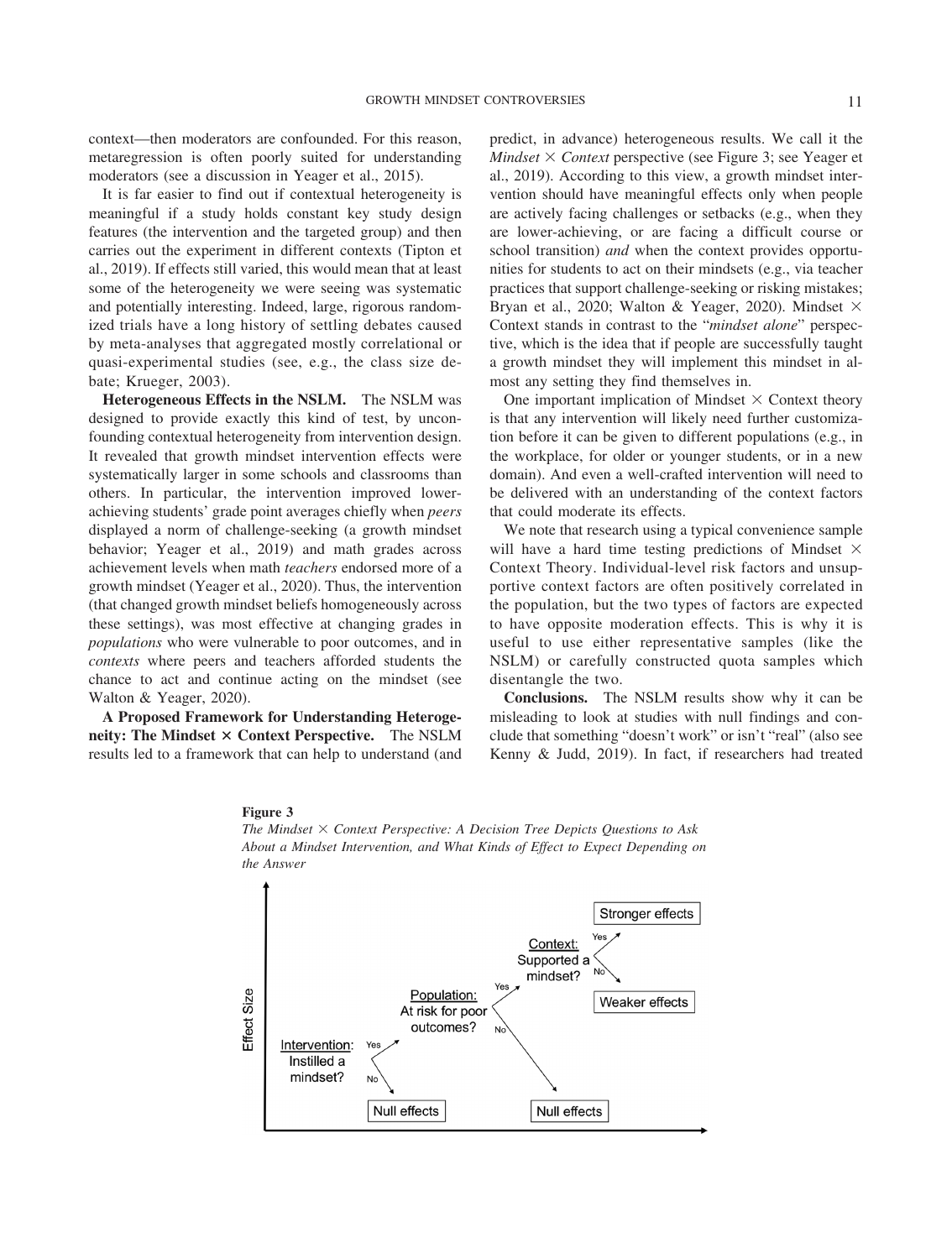context—then moderators are confounded. For this reason, metaregression is often poorly suited for understanding moderators (see a discussion in Yeager et al., 2015).

It is far easier to find out if contextual heterogeneity is meaningful if a study holds constant key study design features (the intervention and the targeted group) and then carries out the experiment in different contexts (Tipton et al., 2019). If effects still varied, this would mean that at least some of the heterogeneity we were seeing was systematic and potentially interesting. Indeed, large, rigorous randomized trials have a long history of settling debates caused by meta-analyses that aggregated mostly correlational or quasi-experimental studies (see, e.g., the class size debate; Krueger, 2003).

**Heterogeneous Effects in the NSLM.** The NSLM was designed to provide exactly this kind of test, by unconfounding contextual heterogeneity from intervention design. It revealed that growth mindset intervention effects were systematically larger in some schools and classrooms than others. In particular, the intervention improved lower-achieving students' grade point averages chiefly when *peers* displayed a norm of challenge-seeking (a growth mindset behavior; Yeager et al., 2019) and math grades across achievement levels when math *teachers* endorsed more of a growth mindset (Yeager et al., 2020). Thus, the intervention (that changed growth mindset beliefs homogeneously across these settings), was most effective at changing grades in *populations* who were vulnerable to poor outcomes, and in *contexts* where peers and teachers afforded students the chance to act and continue acting on the mindset (see Walton & Yeager, 2020).

**A Proposed Framework for Understanding Heterogeneity: The Mindset × Context Perspective.** The NSLM results led to a framework that can help to understand (and predict, in advance) heterogeneous results. We call it the *Mindset × Context* perspective (see Figure 3; see Yeager et al., 2019). According to this view, a growth mindset intervention should have meaningful effects only when people are actively facing challenges or setbacks (e.g., when they are lower-achieving, or are facing a difficult course or school transition) *and* when the context provides opportunities for students to act on their mindsets (e.g., via teacher practices that support challenge-seeking or risking mistakes; Bryan et al., 2020; Walton & Yeager, 2020). Mindset × Context stands in contrast to the "*mindset alone*" perspective, which is the idea that if people are successfully taught a growth mindset they will implement this mindset in almost any setting they find themselves in.

One important implication of Mindset × Context theory is that any intervention will likely need further customization before it can be given to different populations (e.g., in the workplace, for older or younger students, or in a new domain). And even a well-crafted intervention will need to be delivered with an understanding of the context factors that could moderate its effects.

We note that research using a typical convenience sample will have a hard time testing predictions of Mindset × Context Theory. Individual-level risk factors and unsupportive context factors are often positively correlated in the population, but the two types of factors are expected to have opposite moderation effects. This is why it is useful to use either representative samples (like the NSLM) or carefully constructed quota samples which disentangle the two.

**Conclusions.** The NSLM results show why it can be misleading to look at studies with null findings and conclude that something "doesn't work" or isn't "real" (also see Kenny & Judd, 2019). In fact, if researchers had treated

**Figure 3**

*The Mindset × Context Perspective: A Decision Tree Depicts Questions to Ask About a Mindset Intervention, and What Kinds of Effect to Expect Depending on the Answer*

Effect Size

Intervention: Instilled a mindset? — Yes → Population: At risk for poor outcomes? — No → Null effects

Population: At risk for poor outcomes? — Yes → Context: Supported a mindset? — No → Null effects

Context: Supported a mindset? — Yes → Stronger effects; No → Weaker effects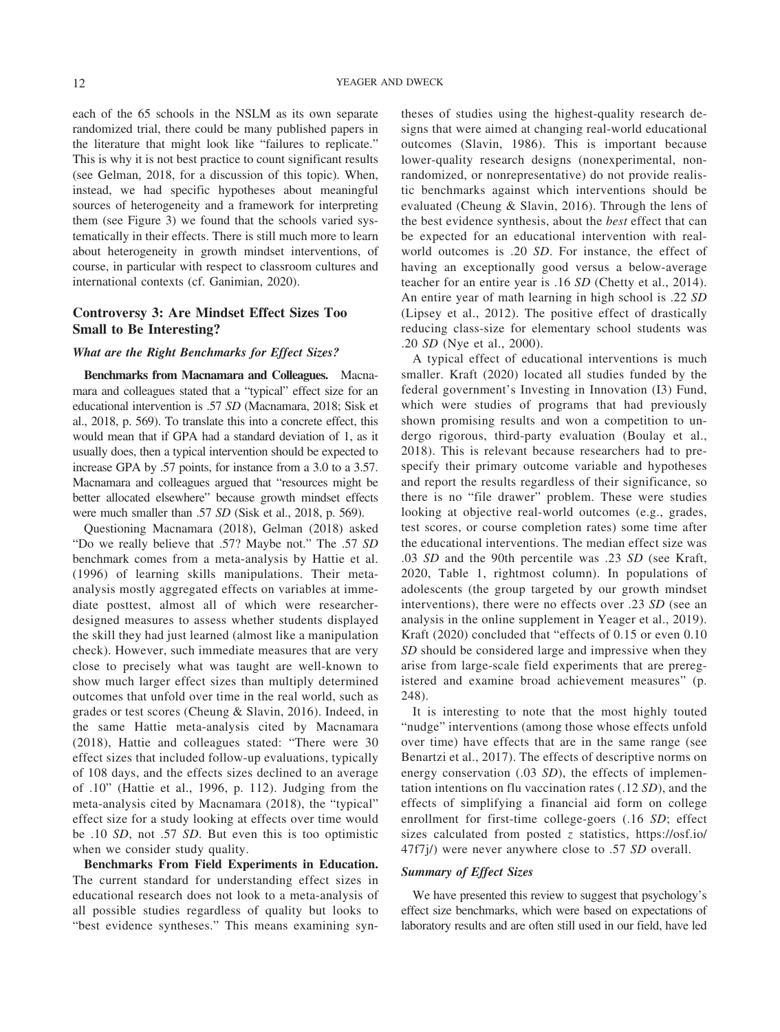each of the 65 schools in the NSLM as its own separate randomized trial, there could be many published papers in the literature that might look like "failures to replicate." This is why it is not best practice to count significant results (see Gelman, 2018, for a discussion of this topic). When, instead, we had specific hypotheses about meaningful sources of heterogeneity and a framework for interpreting them (see Figure 3) we found that the schools varied systematically in their effects. There is still much more to learn about heterogeneity in growth mindset interventions, of course, in particular with respect to classroom cultures and international contexts (cf. Ganimian, 2020).

## Controversy 3: Are Mindset Effect Sizes Too Small to Be Interesting?

### *What are the Right Benchmarks for Effect Sizes?*

**Benchmarks from Macnamara and Colleagues.** Macnamara and colleagues stated that a "typical" effect size for an educational intervention is .57 *SD* (Macnamara, 2018; Sisk et al., 2018, p. 569). To translate this into a concrete effect, this would mean that if GPA had a standard deviation of 1, as it usually does, then a typical intervention should be expected to increase GPA by .57 points, for instance from a 3.0 to a 3.57. Macnamara and colleagues argued that "resources might be better allocated elsewhere" because growth mindset effects were much smaller than .57 *SD* (Sisk et al., 2018, p. 569).

Questioning Macnamara (2018), Gelman (2018) asked "Do we really believe that .57? Maybe not." The .57 *SD* benchmark comes from a meta-analysis by Hattie et al. (1996) of learning skills manipulations. Their meta-analysis mostly aggregated effects on variables at immediate posttest, almost all of which were researcher-designed measures to assess whether students displayed the skill they had just learned (almost like a manipulation check). However, such immediate measures that are very close to precisely what was taught are well-known to show much larger effect sizes than multiply determined outcomes that unfold over time in the real world, such as grades or test scores (Cheung & Slavin, 2016). Indeed, in the same Hattie meta-analysis cited by Macnamara (2018), Hattie and colleagues stated: "There were 30 effect sizes that included follow-up evaluations, typically of 108 days, and the effects sizes declined to an average of .10" (Hattie et al., 1996, p. 112). Judging from the meta-analysis cited by Macnamara (2018), the "typical" effect size for a study looking at effects over time would be .10 *SD*, not .57 *SD*. But even this is too optimistic when we consider study quality.

**Benchmarks From Field Experiments in Education.** The current standard for understanding effect sizes in educational research does not look to a meta-analysis of all possible studies regardless of quality but looks to "best evidence syntheses." This means examining syntheses of studies using the highest-quality research designs that were aimed at changing real-world educational outcomes (Slavin, 1986). This is important because lower-quality research designs (nonexperimental, nonrandomized, or nonrepresentative) do not provide realistic benchmarks against which interventions should be evaluated (Cheung & Slavin, 2016). Through the lens of the best evidence synthesis, about the *best* effect that can be expected for an educational intervention with real-world outcomes is .20 *SD*. For instance, the effect of having an exceptionally good versus a below-average teacher for an entire year is .16 *SD* (Chetty et al., 2014). An entire year of math learning in high school is .22 *SD* (Lipsey et al., 2012). The positive effect of drastically reducing class-size for elementary school students was .20 *SD* (Nye et al., 2000).

A typical effect of educational interventions is much smaller. Kraft (2020) located all studies funded by the federal government's Investing in Innovation (I3) Fund, which were studies of programs that had previously shown promising results and won a competition to undergo rigorous, third-party evaluation (Boulay et al., 2018). This is relevant because researchers had to prespecify their primary outcome variable and hypotheses and report the results regardless of their significance, so there is no "file drawer" problem. These were studies looking at objective real-world outcomes (e.g., grades, test scores, or course completion rates) some time after the educational interventions. The median effect size was .03 *SD* and the 90th percentile was .23 *SD* (see Kraft, 2020, Table 1, rightmost column). In populations of adolescents (the group targeted by our growth mindset interventions), there were no effects over .23 *SD* (see an analysis in the online supplement in Yeager et al., 2019). Kraft (2020) concluded that "effects of 0.15 or even 0.10 *SD* should be considered large and impressive when they arise from large-scale field experiments that are preregistered and examine broad achievement measures" (p. 248).

It is interesting to note that the most highly touted "nudge" interventions (among those whose effects unfold over time) have effects that are in the same range (see Benartzi et al., 2017). The effects of descriptive norms on energy conservation (.03 *SD*), the effects of implementation intentions on flu vaccination rates (.12 *SD*), and the effects of simplifying a financial aid form on college enrollment for first-time college-goers (.16 *SD*; effect sizes calculated from posted *z* statistics, https://osf.io/47f7j/) were never anywhere close to .57 *SD* overall.

### *Summary of Effect Sizes*

We have presented this review to suggest that psychology's effect size benchmarks, which were based on expectations of laboratory results and are often still used in our field, have led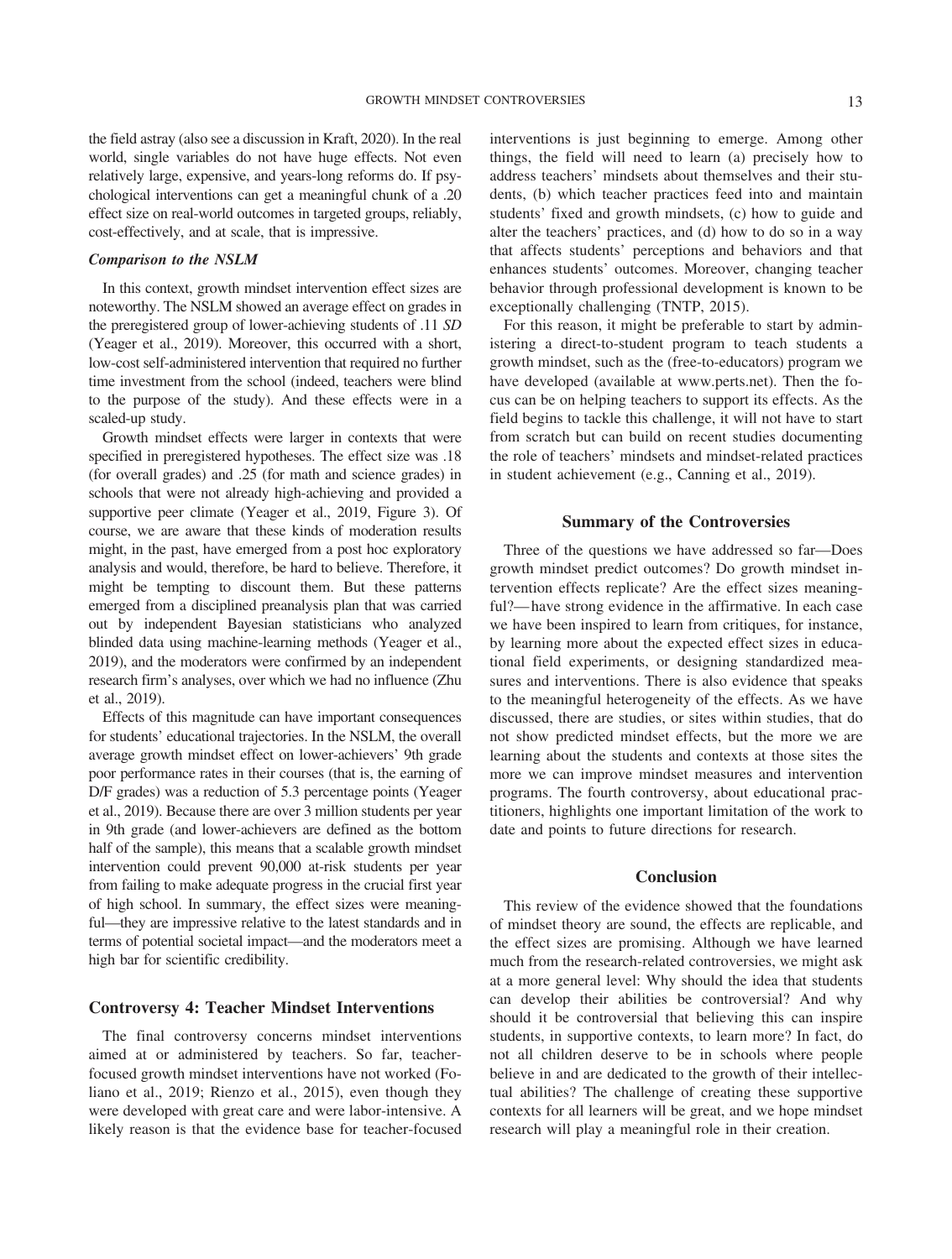the field astray (also see a discussion in Kraft, 2020). In the real world, single variables do not have huge effects. Not even relatively large, expensive, and years-long reforms do. If psychological interventions can get a meaningful chunk of a .20 effect size on real-world outcomes in targeted groups, reliably, cost-effectively, and at scale, that is impressive.

### *Comparison to the NSLM*

In this context, growth mindset intervention effect sizes are noteworthy. The NSLM showed an average effect on grades in the preregistered group of lower-achieving students of .11 *SD* (Yeager et al., 2019). Moreover, this occurred with a short, low-cost self-administered intervention that required no further time investment from the school (indeed, teachers were blind to the purpose of the study). And these effects were in a scaled-up study.

Growth mindset effects were larger in contexts that were specified in preregistered hypotheses. The effect size was .18 (for overall grades) and .25 (for math and science grades) in schools that were not already high-achieving and provided a supportive peer climate (Yeager et al., 2019, Figure 3). Of course, we are aware that these kinds of moderation results might, in the past, have emerged from a post hoc exploratory analysis and would, therefore, be hard to believe. Therefore, it might be tempting to discount them. But these patterns emerged from a disciplined preanalysis plan that was carried out by independent Bayesian statisticians who analyzed blinded data using machine-learning methods (Yeager et al., 2019), and the moderators were confirmed by an independent research firm's analyses, over which we had no influence (Zhu et al., 2019).

Effects of this magnitude can have important consequences for students' educational trajectories. In the NSLM, the overall average growth mindset effect on lower-achievers' 9th grade poor performance rates in their courses (that is, the earning of D/F grades) was a reduction of 5.3 percentage points (Yeager et al., 2019). Because there are over 3 million students per year in 9th grade (and lower-achievers are defined as the bottom half of the sample), this means that a scalable growth mindset intervention could prevent 90,000 at-risk students per year from failing to make adequate progress in the crucial first year of high school. In summary, the effect sizes were meaningful—they are impressive relative to the latest standards and in terms of potential societal impact—and the moderators meet a high bar for scientific credibility.

## Controversy 4: Teacher Mindset Interventions

The final controversy concerns mindset interventions aimed at or administered by teachers. So far, teacher-focused growth mindset interventions have not worked (Foliano et al., 2019; Rienzo et al., 2015), even though they were developed with great care and were labor-intensive. A likely reason is that the evidence base for teacher-focused interventions is just beginning to emerge. Among other things, the field will need to learn (a) precisely how to address teachers' mindsets about themselves and their students, (b) which teacher practices feed into and maintain students' fixed and growth mindsets, (c) how to guide and alter the teachers' practices, and (d) how to do so in a way that affects students' perceptions and behaviors and that enhances students' outcomes. Moreover, changing teacher behavior through professional development is known to be exceptionally challenging (TNTP, 2015).

For this reason, it might be preferable to start by administering a direct-to-student program to teach students a growth mindset, such as the (free-to-educators) program we have developed (available at www.perts.net). Then the focus can be on helping teachers to support its effects. As the field begins to tackle this challenge, it will not have to start from scratch but can build on recent studies documenting the role of teachers' mindsets and mindset-related practices in student achievement (e.g., Canning et al., 2019).

## Summary of the Controversies

Three of the questions we have addressed so far—Does growth mindset predict outcomes? Do growth mindset intervention effects replicate? Are the effect sizes meaningful?— have strong evidence in the affirmative. In each case we have been inspired to learn from critiques, for instance, by learning more about the expected effect sizes in educational field experiments, or designing standardized measures and interventions. There is also evidence that speaks to the meaningful heterogeneity of the effects. As we have discussed, there are studies, or sites within studies, that do not show predicted mindset effects, but the more we are learning about the students and contexts at those sites the more we can improve mindset measures and intervention programs. The fourth controversy, about educational practitioners, highlights one important limitation of the work to date and points to future directions for research.

## Conclusion

This review of the evidence showed that the foundations of mindset theory are sound, the effects are replicable, and the effect sizes are promising. Although we have learned much from the research-related controversies, we might ask at a more general level: Why should the idea that students can develop their abilities be controversial? And why should it be controversial that believing this can inspire students, in supportive contexts, to learn more? In fact, do not all children deserve to be in schools where people believe in and are dedicated to the growth of their intellectual abilities? The challenge of creating these supportive contexts for all learners will be great, and we hope mindset research will play a meaningful role in their creation.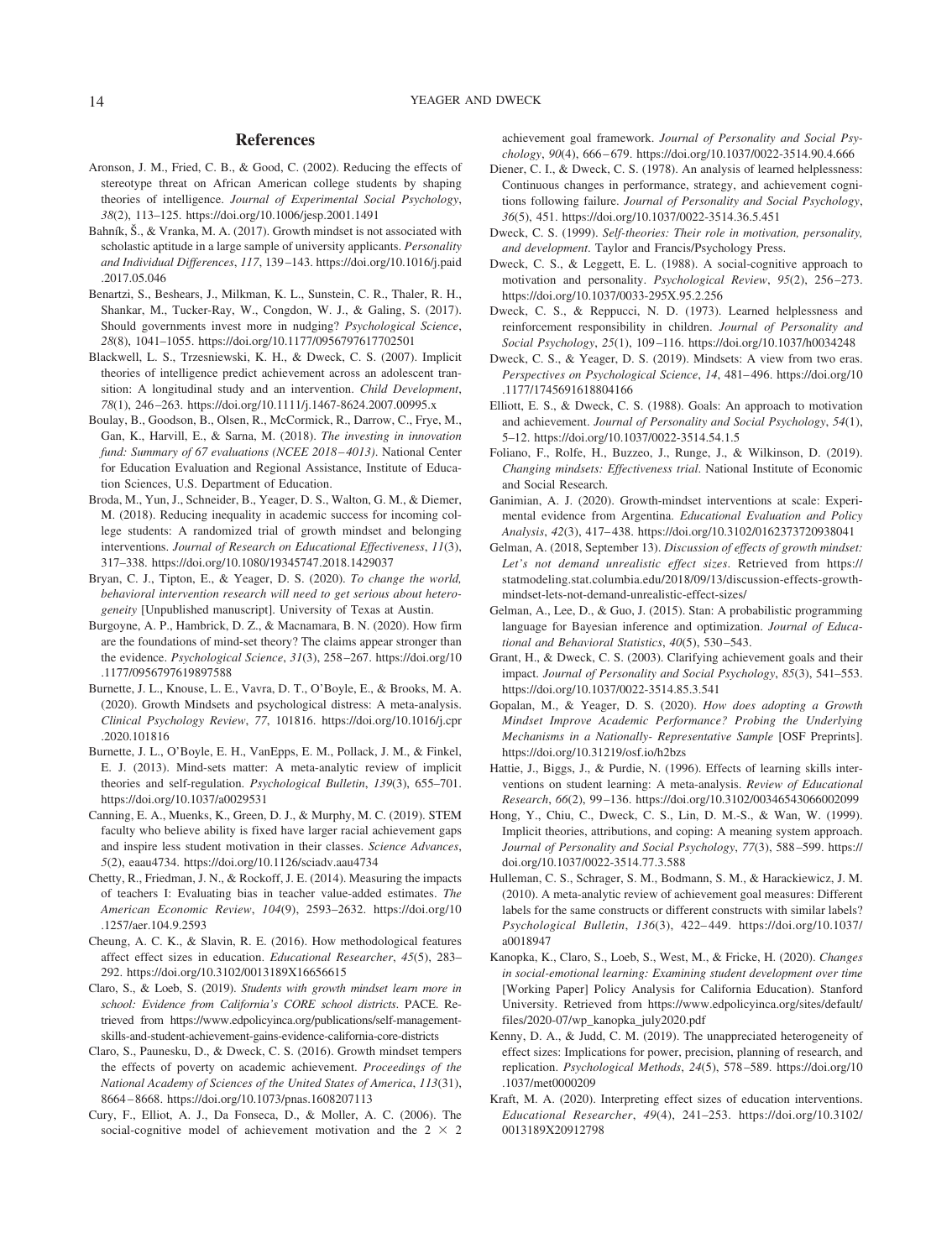## References

Aronson, J. M., Fried, C. B., & Good, C. (2002). Reducing the effects of stereotype threat on African American college students by shaping theories of intelligence. *Journal of Experimental Social Psychology*, *38*(2), 113–125. https://doi.org/10.1006/jesp.2001.1491

Bahník, Š., & Vranka, M. A. (2017). Growth mindset is not associated with scholastic aptitude in a large sample of university applicants. *Personality and Individual Differences*, *117*, 139–143. https://doi.org/10.1016/j.paid.2017.05.046

Benartzi, S., Beshears, J., Milkman, K. L., Sunstein, C. R., Thaler, R. H., Shankar, M., Tucker-Ray, W., Congdon, W. J., & Galing, S. (2017). Should governments invest more in nudging? *Psychological Science*, *28*(8), 1041–1055. https://doi.org/10.1177/0956797617702501

Blackwell, L. S., Trzesniewski, K. H., & Dweck, C. S. (2007). Implicit theories of intelligence predict achievement across an adolescent transition: A longitudinal study and an intervention. *Child Development*, *78*(1), 246–263. https://doi.org/10.1111/j.1467-8624.2007.00995.x

Boulay, B., Goodson, B., Olsen, R., McCormick, R., Darrow, C., Frye, M., Gan, K., Harvill, E., & Sarna, M. (2018). *The investing in innovation fund: Summary of 67 evaluations (NCEE 2018–4013)*. National Center for Education Evaluation and Regional Assistance, Institute of Education Sciences, U.S. Department of Education.

Broda, M., Yun, J., Schneider, B., Yeager, D. S., Walton, G. M., & Diemer, M. (2018). Reducing inequality in academic success for incoming college students: A randomized trial of growth mindset and belonging interventions. *Journal of Research on Educational Effectiveness*, *11*(3), 317–338. https://doi.org/10.1080/19345747.2018.1429037

Bryan, C. J., Tipton, E., & Yeager, D. S. (2020). *To change the world, behavioral intervention research will need to get serious about heterogeneity* [Unpublished manuscript]. University of Texas at Austin.

Burgoyne, A. P., Hambrick, D. Z., & Macnamara, B. N. (2020). How firm are the foundations of mind-set theory? The claims appear stronger than the evidence. *Psychological Science*, *31*(3), 258–267. https://doi.org/10.1177/0956797619897588

Burnette, J. L., Knouse, L. E., Vavra, D. T., O'Boyle, E., & Brooks, M. A. (2020). Growth Mindsets and psychological distress: A meta-analysis. *Clinical Psychology Review*, *77*, 101816. https://doi.org/10.1016/j.cpr.2020.101816

Burnette, J. L., O'Boyle, E. H., VanEpps, E. M., Pollack, J. M., & Finkel, E. J. (2013). Mind-sets matter: A meta-analytic review of implicit theories and self-regulation. *Psychological Bulletin*, *139*(3), 655–701. https://doi.org/10.1037/a0029531

Canning, E. A., Muenks, K., Green, D. J., & Murphy, M. C. (2019). STEM faculty who believe ability is fixed have larger racial achievement gaps and inspire less student motivation in their classes. *Science Advances*, *5*(2), eaau4734. https://doi.org/10.1126/sciadv.aau4734

Chetty, R., Friedman, J. N., & Rockoff, J. E. (2014). Measuring the impacts of teachers I: Evaluating bias in teacher value-added estimates. *The American Economic Review*, *104*(9), 2593–2632. https://doi.org/10.1257/aer.104.9.2593

Cheung, A. C. K., & Slavin, R. E. (2016). How methodological features affect effect sizes in education. *Educational Researcher*, *45*(5), 283–292. https://doi.org/10.3102/0013189X16656615

Claro, S., & Loeb, S. (2019). *Students with growth mindset learn more in school: Evidence from California's CORE school districts*. PACE. Retrieved from https://www.edpolicyinca.org/publications/self-management-skills-and-student-achievement-gains-evidence-california-core-districts

Claro, S., Paunesku, D., & Dweck, C. S. (2016). Growth mindset tempers the effects of poverty on academic achievement. *Proceedings of the National Academy of Sciences of the United States of America*, *113*(31), 8664–8668. https://doi.org/10.1073/pnas.1608207113

Cury, F., Elliot, A. J., Da Fonseca, D., & Moller, A. C. (2006). The social-cognitive model of achievement motivation and the 2 × 2 achievement goal framework. *Journal of Personality and Social Psychology*, *90*(4), 666–679. https://doi.org/10.1037/0022-3514.90.4.666

Diener, C. I., & Dweck, C. S. (1978). An analysis of learned helplessness: Continuous changes in performance, strategy, and achievement cognitions following failure. *Journal of Personality and Social Psychology*, *36*(5), 451. https://doi.org/10.1037/0022-3514.36.5.451

Dweck, C. S. (1999). *Self-theories: Their role in motivation, personality, and development*. Taylor and Francis/Psychology Press.

Dweck, C. S., & Leggett, E. L. (1988). A social-cognitive approach to motivation and personality. *Psychological Review*, *95*(2), 256–273. https://doi.org/10.1037/0033-295X.95.2.256

Dweck, C. S., & Reppucci, N. D. (1973). Learned helplessness and reinforcement responsibility in children. *Journal of Personality and Social Psychology*, *25*(1), 109–116. https://doi.org/10.1037/h0034248

Dweck, C. S., & Yeager, D. S. (2019). Mindsets: A view from two eras. *Perspectives on Psychological Science*, *14*, 481–496. https://doi.org/10.1177/1745691618804166

Elliott, E. S., & Dweck, C. S. (1988). Goals: An approach to motivation and achievement. *Journal of Personality and Social Psychology*, *54*(1), 5–12. https://doi.org/10.1037/0022-3514.54.1.5

Foliano, F., Rolfe, H., Buzzeo, J., Runge, J., & Wilkinson, D. (2019). *Changing mindsets: Effectiveness trial*. National Institute of Economic and Social Research.

Ganimian, A. J. (2020). Growth-mindset interventions at scale: Experimental evidence from Argentina. *Educational Evaluation and Policy Analysis*, *42*(3), 417–438. https://doi.org/10.3102/0162373720938041

Gelman, A. (2018, September 13). *Discussion of effects of growth mindset: Let's not demand unrealistic effect sizes*. Retrieved from https://statmodeling.stat.columbia.edu/2018/09/13/discussion-effects-growth-mindset-lets-not-demand-unrealistic-effect-sizes/

Gelman, A., Lee, D., & Guo, J. (2015). Stan: A probabilistic programming language for Bayesian inference and optimization. *Journal of Educational and Behavioral Statistics*, *40*(5), 530–543.

Grant, H., & Dweck, C. S. (2003). Clarifying achievement goals and their impact. *Journal of Personality and Social Psychology*, *85*(3), 541–553. https://doi.org/10.1037/0022-3514.85.3.541

Gopalan, M., & Yeager, D. S. (2020). *How does adopting a Growth Mindset Improve Academic Performance? Probing the Underlying Mechanisms in a Nationally- Representative Sample* [OSF Preprints]. https://doi.org/10.31219/osf.io/h2bzs

Hattie, J., Biggs, J., & Purdie, N. (1996). Effects of learning skills interventions on student learning: A meta-analysis. *Review of Educational Research*, *66*(2), 99–136. https://doi.org/10.3102/00346543066002099

Hong, Y., Chiu, C., Dweck, C. S., Lin, D. M.-S., & Wan, W. (1999). Implicit theories, attributions, and coping: A meaning system approach. *Journal of Personality and Social Psychology*, *77*(3), 588–599. https://doi.org/10.1037/0022-3514.77.3.588

Hulleman, C. S., Schrager, S. M., Bodmann, S. M., & Harackiewicz, J. M. (2010). A meta-analytic review of achievement goal measures: Different labels for the same constructs or different constructs with similar labels? *Psychological Bulletin*, *136*(3), 422–449. https://doi.org/10.1037/a0018947

Kanopka, K., Claro, S., Loeb, S., West, M., & Fricke, H. (2020). *Changes in social-emotional learning: Examining student development over time* [Working Paper] Policy Analysis for California Education). Stanford University. Retrieved from https://www.edpolicyinca.org/sites/default/files/2020-07/wp_kanopka_july2020.pdf

Kenny, D. A., & Judd, C. M. (2019). The unappreciated heterogeneity of effect sizes: Implications for power, precision, planning of research, and replication. *Psychological Methods*, *24*(5), 578–589. https://doi.org/10.1037/met0000209

Kraft, M. A. (2020). Interpreting effect sizes of education interventions. *Educational Researcher*, *49*(4), 241–253. https://doi.org/10.3102/0013189X20912798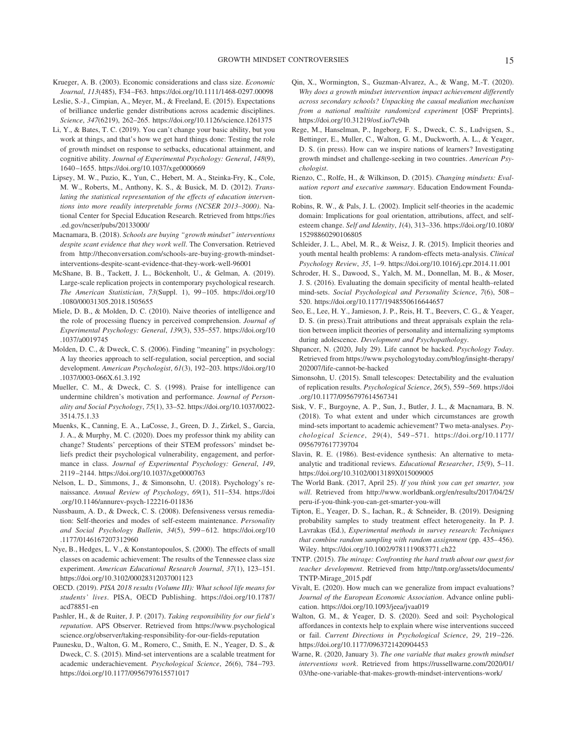Krueger, A. B. (2003). Economic considerations and class size. *Economic Journal*, *113*(485), F34–F63. https://doi.org/10.1111/1468-0297.00098

Leslie, S.-J., Cimpian, A., Meyer, M., & Freeland, E. (2015). Expectations of brilliance underlie gender distributions across academic disciplines. *Science*, *347*(6219), 262–265. https://doi.org/10.1126/science.1261375

Li, Y., & Bates, T. C. (2019). You can't change your basic ability, but you work at things, and that's how we get hard things done: Testing the role of growth mindset on response to setbacks, educational attainment, and cognitive ability. *Journal of Experimental Psychology: General*, *148*(9), 1640–1655. https://doi.org/10.1037/xge0000669

Lipsey, M. W., Puzio, K., Yun, C., Hebert, M. A., Steinka-Fry, K., Cole, M. W., Roberts, M., Anthony, K. S., & Busick, M. D. (2012). *Translating the statistical representation of the effects of education interventions into more readily interpretable forms (NCSER 2013–3000)*. National Center for Special Education Research. Retrieved from https://ies.ed.gov/ncser/pubs/20133000/

Macnamara, B. (2018). *Schools are buying "growth mindset" interventions despite scant evidence that they work well*. The Conversation. Retrieved from http://theconversation.com/schools-are-buying-growth-mindset-interventions-despite-scant-evidence-that-they-work-well-96001

McShane, B. B., Tackett, J. L., Böckenholt, U., & Gelman, A. (2019). Large-scale replication projects in contemporary psychological research. *The American Statistician*, *73*(Suppl. 1), 99–105. https://doi.org/10.1080/00031305.2018.1505655

Miele, D. B., & Molden, D. C. (2010). Naive theories of intelligence and the role of processing fluency in perceived comprehension. *Journal of Experimental Psychology: General*, *139*(3), 535–557. https://doi.org/10.1037/a0019745

Molden, D. C., & Dweck, C. S. (2006). Finding "meaning" in psychology: A lay theories approach to self-regulation, social perception, and social development. *American Psychologist*, *61*(3), 192–203. https://doi.org/10.1037/0003-066X.61.3.192

Mueller, C. M., & Dweck, C. S. (1998). Praise for intelligence can undermine children's motivation and performance. *Journal of Personality and Social Psychology*, *75*(1), 33–52. https://doi.org/10.1037/0022-3514.75.1.33

Muenks, K., Canning, E. A., LaCosse, J., Green, D. J., Zirkel, S., Garcia, J. A., & Murphy, M. C. (2020). Does my professor think my ability can change? Students' perceptions of their STEM professors' mindset beliefs predict their psychological vulnerability, engagement, and performance in class. *Journal of Experimental Psychology: General*, *149*, 2119–2144. https://doi.org/10.1037/xge0000763

Nelson, L. D., Simmons, J., & Simonsohn, U. (2018). Psychology's renaissance. *Annual Review of Psychology*, *69*(1), 511–534. https://doi.org/10.1146/annurev-psych-122216-011836

Nussbaum, A. D., & Dweck, C. S. (2008). Defensiveness versus remediation: Self-theories and modes of self-esteem maintenance. *Personality and Social Psychology Bulletin*, *34*(5), 599–612. https://doi.org/10.1177/0146167207312960

Nye, B., Hedges, L. V., & Konstantopoulos, S. (2000). The effects of small classes on academic achievement: The results of the Tennessee class size experiment. *American Educational Research Journal*, *37*(1), 123–151. https://doi.org/10.3102/00028312037001123

OECD. (2019). *PISA 2018 results (Volume III): What school life means for students' lives*. PISA, OECD Publishing. https://doi.org/10.1787/acd78851-en

Pashler, H., & de Ruiter, J. P. (2017). *Taking responsibility for our field's reputation*. APS Observer. Retrieved from https://www.psychologicalscience.org/observer/taking-responsibility-for-our-fields-reputation

Paunesku, D., Walton, G. M., Romero, C., Smith, E. N., Yeager, D. S., & Dweck, C. S. (2015). Mind-set interventions are a scalable treatment for academic underachievement. *Psychological Science*, *26*(6), 784–793. https://doi.org/10.1177/0956797615571017

Qin, X., Wormington, S., Guzman-Alvarez, A., & Wang, M.-T. (2020). *Why does a growth mindset intervention impact achievement differently across secondary schools? Unpacking the causal mediation mechanism from a national multisite randomized experiment* [OSF Preprints]. https://doi.org/10.31219/osf.io/7c94h

Rege, M., Hanselman, P., Ingeborg, F. S., Dweck, C. S., Ludvigsen, S., Bettinger, E., Muller, C., Walton, G. M., Duckworth, A. L., & Yeager, D. S. (in press). How can we inspire nations of learners? Investigating growth mindset and challenge-seeking in two countries. *American Psychologist*.

Rienzo, C., Rolfe, H., & Wilkinson, D. (2015). *Changing mindsets: Evaluation report and executive summary*. Education Endowment Foundation.

Robins, R. W., & Pals, J. L. (2002). Implicit self-theories in the academic domain: Implications for goal orientation, attributions, affect, and self-esteem change. *Self and Identity*, *1*(4), 313–336. https://doi.org/10.1080/15298860290106805

Schleider, J. L., Abel, M. R., & Weisz, J. R. (2015). Implicit theories and youth mental health problems: A random-effects meta-analysis. *Clinical Psychology Review*, *35*, 1–9. https://doi.org/10.1016/j.cpr.2014.11.001

Schroder, H. S., Dawood, S., Yalch, M. M., Donnellan, M. B., & Moser, J. S. (2016). Evaluating the domain specificity of mental health–related mind-sets. *Social Psychological and Personality Science*, *7*(6), 508–520. https://doi.org/10.1177/1948550616644657

Seo, E., Lee, H. Y., Jamieson, J. P., Reis, H. T., Beevers, C. G., & Yeager, D. S. (in press).Trait attributions and threat appraisals explain the relation between implicit theories of personality and internalizing symptoms during adolescence. *Development and Psychopathology*.

Shpancer, N. (2020, July 29). Life cannot be hacked. *Psychology Today*. Retrieved from https://www.psychologytoday.com/blog/insight-therapy/202007/life-cannot-be-hacked

Simonsohn, U. (2015). Small telescopes: Detectability and the evaluation of replication results. *Psychological Science*, *26*(5), 559–569. https://doi.org/10.1177/0956797614567341

Sisk, V. F., Burgoyne, A. P., Sun, J., Butler, J. L., & Macnamara, B. N. (2018). To what extent and under which circumstances are growth mind-sets important to academic achievement? Two meta-analyses. *Psychological Science*, *29*(4), 549–571. https://doi.org/10.1177/0956797617739704

Slavin, R. E. (1986). Best-evidence synthesis: An alternative to meta-analytic and traditional reviews. *Educational Researcher*, *15*(9), 5–11. https://doi.org/10.3102/0013189X015009005

The World Bank. (2017, April 25). *If you think you can get smarter, you will*. Retrieved from http://www.worldbank.org/en/results/2017/04/25/peru-if-you-think-you-can-get-smarter-you-will

Tipton, E., Yeager, D. S., Iachan, R., & Schneider, B. (2019). Designing probability samples to study treatment effect heterogeneity. In P. J. Lavrakas (Ed.), *Experimental methods in survey research: Techniques that combine random sampling with random assignment* (pp. 435–456). Wiley. https://doi.org/10.1002/9781119083771.ch22

TNTP. (2015). *The mirage: Confronting the hard truth about our quest for teacher development*. Retrieved from http://tntp.org/assets/documents/TNTP-Mirage_2015.pdf

Vivalt, E. (2020). How much can we generalize from impact evaluations? *Journal of the European Economic Association*. Advance online publication. https://doi.org/10.1093/jeea/jvaa019

Walton, G. M., & Yeager, D. S. (2020). Seed and soil: Psychological affordances in contexts help to explain where wise interventions succeed or fail. *Current Directions in Psychological Science*, *29*, 219–226. https://doi.org/10.1177/0963721420904453

Warne, R. (2020, January 3). *The one variable that makes growth mindset interventions work*. Retrieved from https://russellwarne.com/2020/01/03/the-one-variable-that-makes-growth-mindset-interventions-work/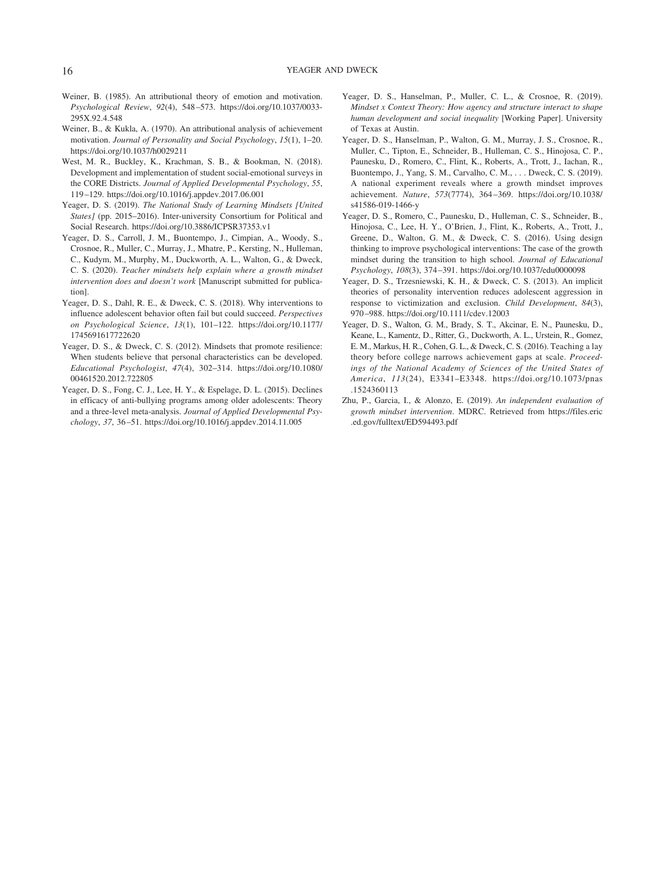Weiner, B. (1985). An attributional theory of emotion and motivation. *Psychological Review*, *92*(4), 548–573. https://doi.org/10.1037/0033-295X.92.4.548

Weiner, B., & Kukla, A. (1970). An attributional analysis of achievement motivation. *Journal of Personality and Social Psychology*, *15*(1), 1–20. https://doi.org/10.1037/h0029211

West, M. R., Buckley, K., Krachman, S. B., & Bookman, N. (2018). Development and implementation of student social-emotional surveys in the CORE Districts. *Journal of Applied Developmental Psychology*, *55*, 119–129. https://doi.org/10.1016/j.appdev.2017.06.001

Yeager, D. S. (2019). *The National Study of Learning Mindsets [United States]* (pp. 2015–2016). Inter-university Consortium for Political and Social Research. https://doi.org/10.3886/ICPSR37353.v1

Yeager, D. S., Carroll, J. M., Buontempo, J., Cimpian, A., Woody, S., Crosnoe, R., Muller, C., Murray, J., Mhatre, P., Kersting, N., Hulleman, C., Kudym, M., Murphy, M., Duckworth, A. L., Walton, G., & Dweck, C. S. (2020). *Teacher mindsets help explain where a growth mindset intervention does and doesn't work* [Manuscript submitted for publication].

Yeager, D. S., Dahl, R. E., & Dweck, C. S. (2018). Why interventions to influence adolescent behavior often fail but could succeed. *Perspectives on Psychological Science*, *13*(1), 101–122. https://doi.org/10.1177/1745691617722620

Yeager, D. S., & Dweck, C. S. (2012). Mindsets that promote resilience: When students believe that personal characteristics can be developed. *Educational Psychologist*, *47*(4), 302–314. https://doi.org/10.1080/00461520.2012.722805

Yeager, D. S., Fong, C. J., Lee, H. Y., & Espelage, D. L. (2015). Declines in efficacy of anti-bullying programs among older adolescents: Theory and a three-level meta-analysis. *Journal of Applied Developmental Psychology*, *37*, 36–51. https://doi.org/10.1016/j.appdev.2014.11.005

Yeager, D. S., Hanselman, P., Muller, C. L., & Crosnoe, R. (2019). *Mindset x Context Theory: How agency and structure interact to shape human development and social inequality* [Working Paper]. University of Texas at Austin.

Yeager, D. S., Hanselman, P., Walton, G. M., Murray, J. S., Crosnoe, R., Muller, C., Tipton, E., Schneider, B., Hulleman, C. S., Hinojosa, C. P., Paunesku, D., Romero, C., Flint, K., Roberts, A., Trott, J., Iachan, R., Buontempo, J., Yang, S. M., Carvalho, C. M., . . . Dweck, C. S. (2019). A national experiment reveals where a growth mindset improves achievement. *Nature*, *573*(7774), 364–369. https://doi.org/10.1038/s41586-019-1466-y

Yeager, D. S., Romero, C., Paunesku, D., Hulleman, C. S., Schneider, B., Hinojosa, C., Lee, H. Y., O'Brien, J., Flint, K., Roberts, A., Trott, J., Greene, D., Walton, G. M., & Dweck, C. S. (2016). Using design thinking to improve psychological interventions: The case of the growth mindset during the transition to high school. *Journal of Educational Psychology*, *108*(3), 374–391. https://doi.org/10.1037/edu0000098

Yeager, D. S., Trzesniewski, K. H., & Dweck, C. S. (2013). An implicit theories of personality intervention reduces adolescent aggression in response to victimization and exclusion. *Child Development*, *84*(3), 970–988. https://doi.org/10.1111/cdev.12003

Yeager, D. S., Walton, G. M., Brady, S. T., Akcinar, E. N., Paunesku, D., Keane, L., Kamentz, D., Ritter, G., Duckworth, A. L., Urstein, R., Gomez, E. M., Markus, H. R., Cohen, G. L., & Dweck, C. S. (2016). Teaching a lay theory before college narrows achievement gaps at scale. *Proceedings of the National Academy of Sciences of the United States of America*, *113*(24), E3341–E3348. https://doi.org/10.1073/pnas.1524360113

Zhu, P., Garcia, I., & Alonzo, E. (2019). *An independent evaluation of growth mindset intervention*. MDRC. Retrieved from https://files.eric.ed.gov/fulltext/ED594493.pdf